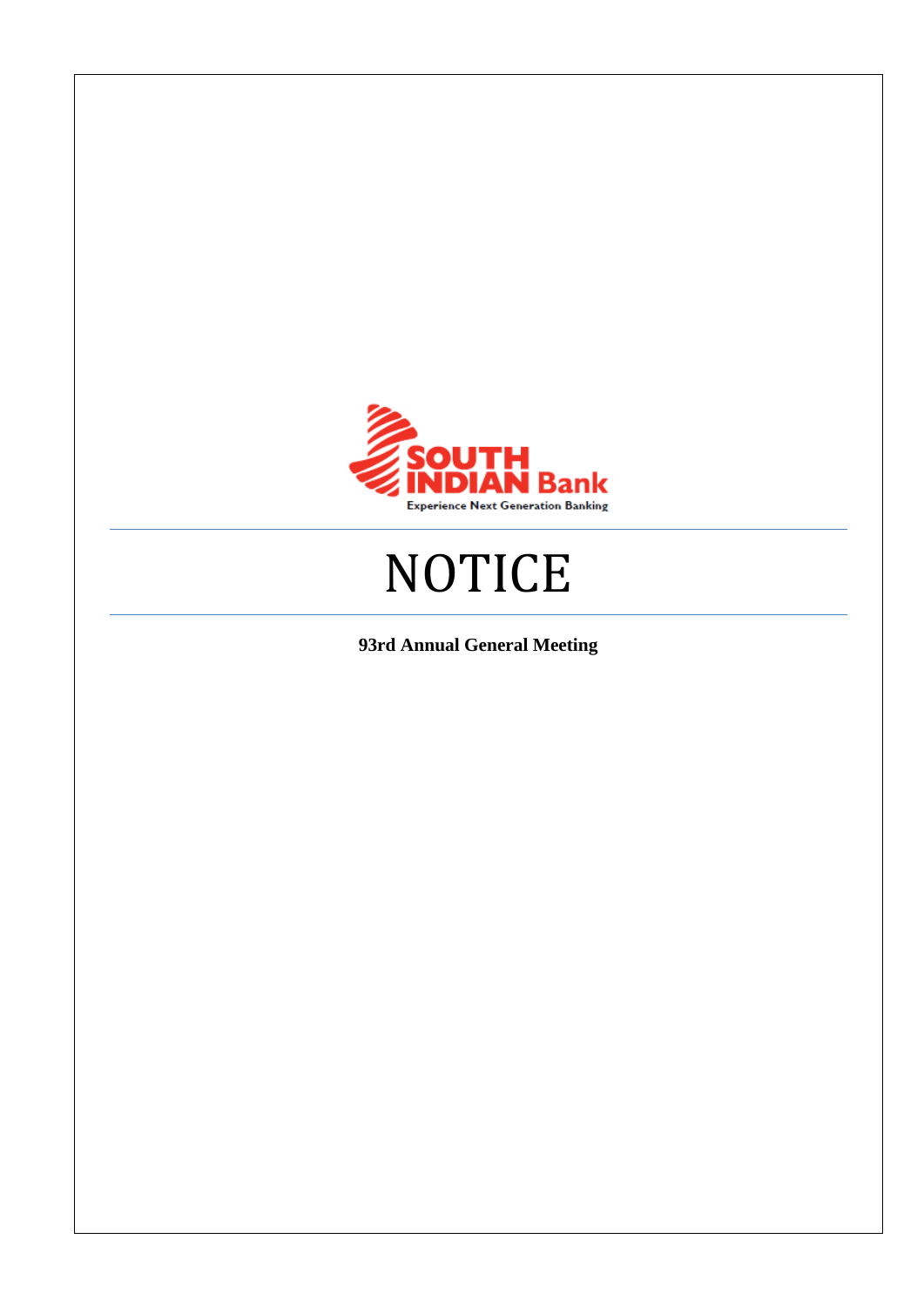SOUTH INDIAN Bank

Experience Next Generation Banking

# NOTICE

**93rd Annual General Meeting**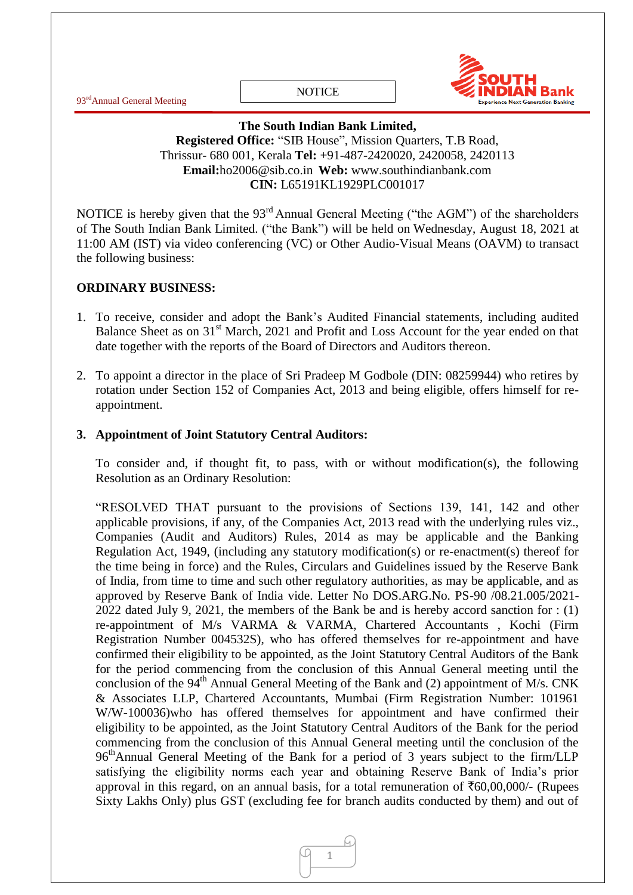NOTICE

**The South Indian Bank Limited,**
**Registered Office:** "SIB House", Mission Quarters, T.B Road, Thrissur- 680 001, Kerala **Tel:** +91-487-2420020, 2420058, 2420113
**Email:**ho2006@sib.co.in **Web:** www.southindianbank.com
**CIN:** L65191KL1929PLC001017

NOTICE is hereby given that the 93rd Annual General Meeting ("the AGM") of the shareholders of The South Indian Bank Limited. ("the Bank") will be held on Wednesday, August 18, 2021 at 11:00 AM (IST) via video conferencing (VC) or Other Audio-Visual Means (OAVM) to transact the following business:

**ORDINARY BUSINESS:**

1. To receive, consider and adopt the Bank's Audited Financial statements, including audited Balance Sheet as on 31st March, 2021 and Profit and Loss Account for the year ended on that date together with the reports of the Board of Directors and Auditors thereon.

2. To appoint a director in the place of Sri Pradeep M Godbole (DIN: 08259944) who retires by rotation under Section 152 of Companies Act, 2013 and being eligible, offers himself for re-appointment.

3. **Appointment of Joint Statutory Central Auditors:**

   To consider and, if thought fit, to pass, with or without modification(s), the following Resolution as an Ordinary Resolution:

   "RESOLVED THAT pursuant to the provisions of Sections 139, 141, 142 and other applicable provisions, if any, of the Companies Act, 2013 read with the underlying rules viz., Companies (Audit and Auditors) Rules, 2014 as may be applicable and the Banking Regulation Act, 1949, (including any statutory modification(s) or re-enactment(s) thereof for the time being in force) and the Rules, Circulars and Guidelines issued by the Reserve Bank of India, from time to time and such other regulatory authorities, as may be applicable, and as approved by Reserve Bank of India vide. Letter No DOS.ARG.No. PS-90 /08.21.005/2021-2022 dated July 9, 2021, the members of the Bank be and is hereby accord sanction for : (1) re-appointment of M/s VARMA & VARMA, Chartered Accountants , Kochi (Firm Registration Number 004532S), who has offered themselves for re-appointment and have confirmed their eligibility to be appointed, as the Joint Statutory Central Auditors of the Bank for the period commencing from the conclusion of this Annual General meeting until the conclusion of the 94th Annual General Meeting of the Bank and (2) appointment of M/s. CNK & Associates LLP, Chartered Accountants, Mumbai (Firm Registration Number: 101961 W/W-100036)who has offered themselves for appointment and have confirmed their eligibility to be appointed, as the Joint Statutory Central Auditors of the Bank for the period commencing from the conclusion of this Annual General meeting until the conclusion of the 96thAnnual General Meeting of the Bank for a period of 3 years subject to the firm/LLP satisfying the eligibility norms each year and obtaining Reserve Bank of India's prior approval in this regard, on an annual basis, for a total remuneration of ₹60,00,000/- (Rupees Sixty Lakhs Only) plus GST (excluding fee for branch audits conducted by them) and out of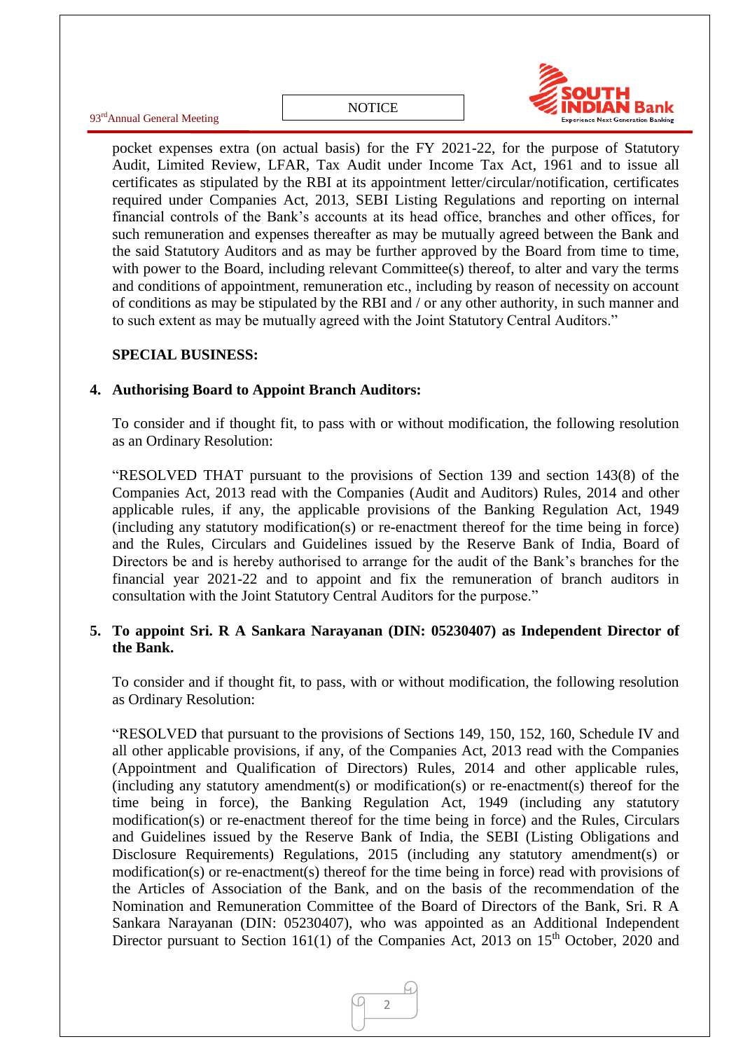pocket expenses extra (on actual basis) for the FY 2021-22, for the purpose of Statutory Audit, Limited Review, LFAR, Tax Audit under Income Tax Act, 1961 and to issue all certificates as stipulated by the RBI at its appointment letter/circular/notification, certificates required under Companies Act, 2013, SEBI Listing Regulations and reporting on internal financial controls of the Bank's accounts at its head office, branches and other offices, for such remuneration and expenses thereafter as may be mutually agreed between the Bank and the said Statutory Auditors and as may be further approved by the Board from time to time, with power to the Board, including relevant Committee(s) thereof, to alter and vary the terms and conditions of appointment, remuneration etc., including by reason of necessity on account of conditions as may be stipulated by the RBI and / or any other authority, in such manner and to such extent as may be mutually agreed with the Joint Statutory Central Auditors."

**SPECIAL BUSINESS:**

4. **Authorising Board to Appoint Branch Auditors:**

To consider and if thought fit, to pass with or without modification, the following resolution as an Ordinary Resolution:

"RESOLVED THAT pursuant to the provisions of Section 139 and section 143(8) of the Companies Act, 2013 read with the Companies (Audit and Auditors) Rules, 2014 and other applicable rules, if any, the applicable provisions of the Banking Regulation Act, 1949 (including any statutory modification(s) or re-enactment thereof for the time being in force) and the Rules, Circulars and Guidelines issued by the Reserve Bank of India, Board of Directors be and is hereby authorised to arrange for the audit of the Bank's branches for the financial year 2021-22 and to appoint and fix the remuneration of branch auditors in consultation with the Joint Statutory Central Auditors for the purpose."

5. **To appoint Sri. R A Sankara Narayanan (DIN: 05230407) as Independent Director of the Bank.**

To consider and if thought fit, to pass, with or without modification, the following resolution as Ordinary Resolution:

"RESOLVED that pursuant to the provisions of Sections 149, 150, 152, 160, Schedule IV and all other applicable provisions, if any, of the Companies Act, 2013 read with the Companies (Appointment and Qualification of Directors) Rules, 2014 and other applicable rules, (including any statutory amendment(s) or modification(s) or re-enactment(s) thereof for the time being in force), the Banking Regulation Act, 1949 (including any statutory modification(s) or re-enactment thereof for the time being in force) and the Rules, Circulars and Guidelines issued by the Reserve Bank of India, the SEBI (Listing Obligations and Disclosure Requirements) Regulations, 2015 (including any statutory amendment(s) or modification(s) or re-enactment(s) thereof for the time being in force) read with provisions of the Articles of Association of the Bank, and on the basis of the recommendation of the Nomination and Remuneration Committee of the Board of Directors of the Bank, Sri. R A Sankara Narayanan (DIN: 05230407), who was appointed as an Additional Independent Director pursuant to Section 161(1) of the Companies Act, 2013 on 15th October, 2020 and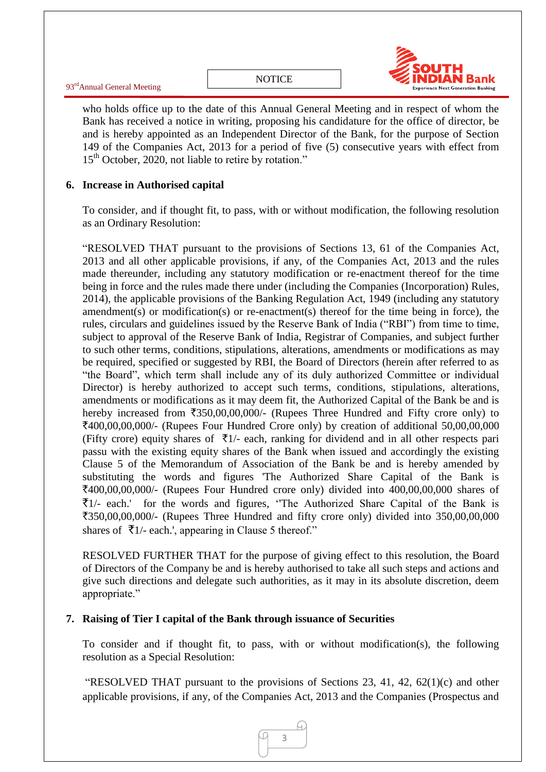who holds office up to the date of this Annual General Meeting and in respect of whom the Bank has received a notice in writing, proposing his candidature for the office of director, be and is hereby appointed as an Independent Director of the Bank, for the purpose of Section 149 of the Companies Act, 2013 for a period of five (5) consecutive years with effect from 15th October, 2020, not liable to retire by rotation."

**6. Increase in Authorised capital**

To consider, and if thought fit, to pass, with or without modification, the following resolution as an Ordinary Resolution:

"RESOLVED THAT pursuant to the provisions of Sections 13, 61 of the Companies Act, 2013 and all other applicable provisions, if any, of the Companies Act, 2013 and the rules made thereunder, including any statutory modification or re-enactment thereof for the time being in force and the rules made there under (including the Companies (Incorporation) Rules, 2014), the applicable provisions of the Banking Regulation Act, 1949 (including any statutory amendment(s) or modification(s) or re-enactment(s) thereof for the time being in force), the rules, circulars and guidelines issued by the Reserve Bank of India ("RBI") from time to time, subject to approval of the Reserve Bank of India, Registrar of Companies, and subject further to such other terms, conditions, stipulations, alterations, amendments or modifications as may be required, specified or suggested by RBI, the Board of Directors (herein after referred to as "the Board", which term shall include any of its duly authorized Committee or individual Director) is hereby authorized to accept such terms, conditions, stipulations, alterations, amendments or modifications as it may deem fit, the Authorized Capital of the Bank be and is hereby increased from ₹350,00,00,000/- (Rupees Three Hundred and Fifty crore only) to ₹400,00,00,000/- (Rupees Four Hundred Crore only) by creation of additional 50,00,00,000 (Fifty crore) equity shares of ₹1/- each, ranking for dividend and in all other respects pari passu with the existing equity shares of the Bank when issued and accordingly the existing Clause 5 of the Memorandum of Association of the Bank be and is hereby amended by substituting the words and figures 'The Authorized Share Capital of the Bank is ₹400,00,00,000/- (Rupees Four Hundred crore only) divided into 400,00,00,000 shares of ₹1/- each.' for the words and figures, ''The Authorized Share Capital of the Bank is ₹350,00,00,000/- (Rupees Three Hundred and fifty crore only) divided into 350,00,00,000 shares of ₹1/- each.', appearing in Clause 5 thereof."

RESOLVED FURTHER THAT for the purpose of giving effect to this resolution, the Board of Directors of the Company be and is hereby authorised to take all such steps and actions and give such directions and delegate such authorities, as it may in its absolute discretion, deem appropriate."

**7. Raising of Tier I capital of the Bank through issuance of Securities**

To consider and if thought fit, to pass, with or without modification(s), the following resolution as a Special Resolution:

"RESOLVED THAT pursuant to the provisions of Sections 23, 41, 42, 62(1)(c) and other applicable provisions, if any, of the Companies Act, 2013 and the Companies (Prospectus and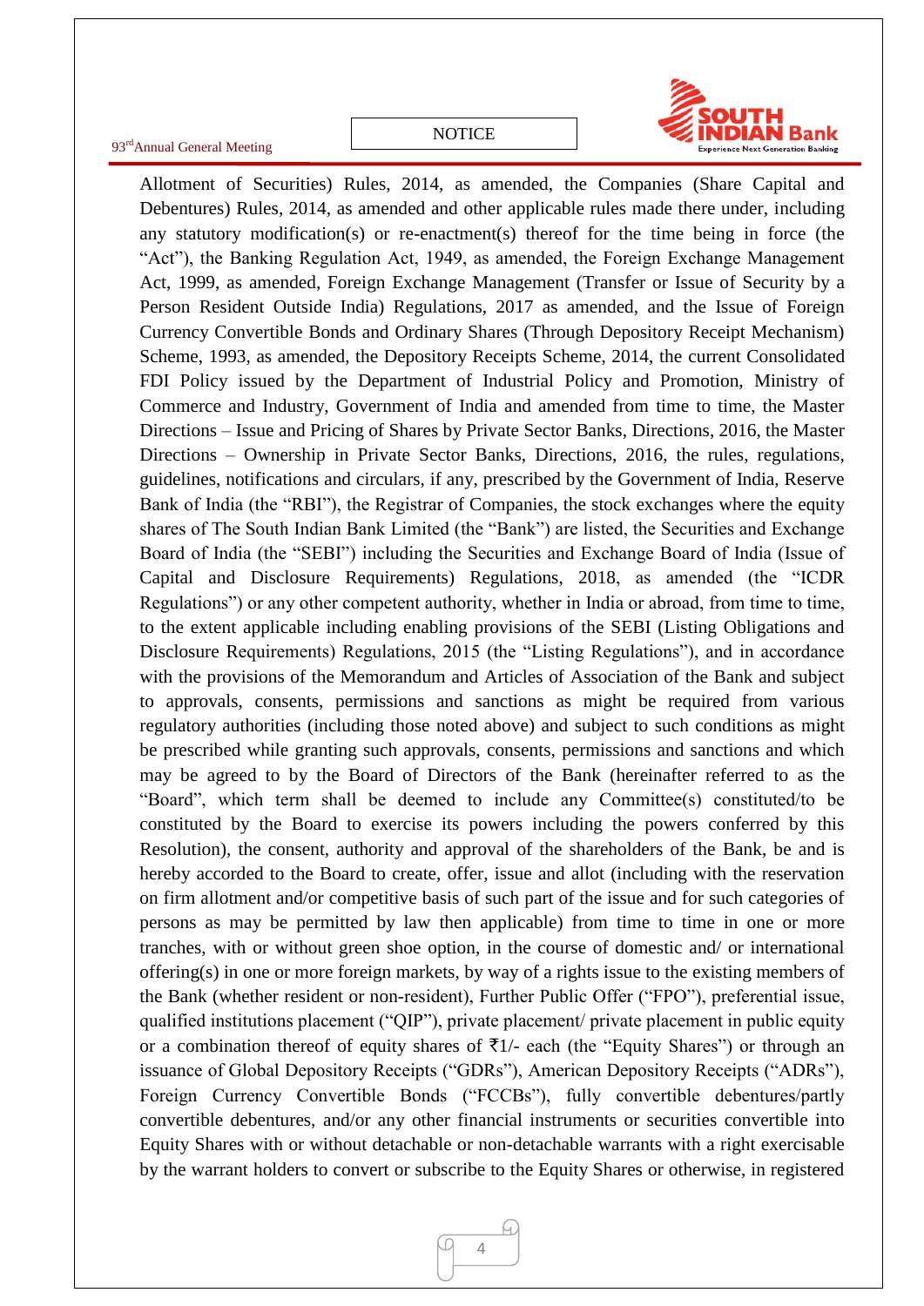Allotment of Securities) Rules, 2014, as amended, the Companies (Share Capital and Debentures) Rules, 2014, as amended and other applicable rules made there under, including any statutory modification(s) or re-enactment(s) thereof for the time being in force (the "Act"), the Banking Regulation Act, 1949, as amended, the Foreign Exchange Management Act, 1999, as amended, Foreign Exchange Management (Transfer or Issue of Security by a Person Resident Outside India) Regulations, 2017 as amended, and the Issue of Foreign Currency Convertible Bonds and Ordinary Shares (Through Depository Receipt Mechanism) Scheme, 1993, as amended, the Depository Receipts Scheme, 2014, the current Consolidated FDI Policy issued by the Department of Industrial Policy and Promotion, Ministry of Commerce and Industry, Government of India and amended from time to time, the Master Directions – Issue and Pricing of Shares by Private Sector Banks, Directions, 2016, the Master Directions – Ownership in Private Sector Banks, Directions, 2016, the rules, regulations, guidelines, notifications and circulars, if any, prescribed by the Government of India, Reserve Bank of India (the "RBI"), the Registrar of Companies, the stock exchanges where the equity shares of The South Indian Bank Limited (the "Bank") are listed, the Securities and Exchange Board of India (the "SEBI") including the Securities and Exchange Board of India (Issue of Capital and Disclosure Requirements) Regulations, 2018, as amended (the "ICDR Regulations") or any other competent authority, whether in India or abroad, from time to time, to the extent applicable including enabling provisions of the SEBI (Listing Obligations and Disclosure Requirements) Regulations, 2015 (the "Listing Regulations"), and in accordance with the provisions of the Memorandum and Articles of Association of the Bank and subject to approvals, consents, permissions and sanctions as might be required from various regulatory authorities (including those noted above) and subject to such conditions as might be prescribed while granting such approvals, consents, permissions and sanctions and which may be agreed to by the Board of Directors of the Bank (hereinafter referred to as the "Board", which term shall be deemed to include any Committee(s) constituted/to be constituted by the Board to exercise its powers including the powers conferred by this Resolution), the consent, authority and approval of the shareholders of the Bank, be and is hereby accorded to the Board to create, offer, issue and allot (including with the reservation on firm allotment and/or competitive basis of such part of the issue and for such categories of persons as may be permitted by law then applicable) from time to time in one or more tranches, with or without green shoe option, in the course of domestic and/ or international offering(s) in one or more foreign markets, by way of a rights issue to the existing members of the Bank (whether resident or non-resident), Further Public Offer ("FPO"), preferential issue, qualified institutions placement ("QIP"), private placement/ private placement in public equity or a combination thereof of equity shares of ₹1/- each (the "Equity Shares") or through an issuance of Global Depository Receipts ("GDRs"), American Depository Receipts ("ADRs"), Foreign Currency Convertible Bonds ("FCCBs"), fully convertible debentures/partly convertible debentures, and/or any other financial instruments or securities convertible into Equity Shares with or without detachable or non-detachable warrants with a right exercisable by the warrant holders to convert or subscribe to the Equity Shares or otherwise, in registered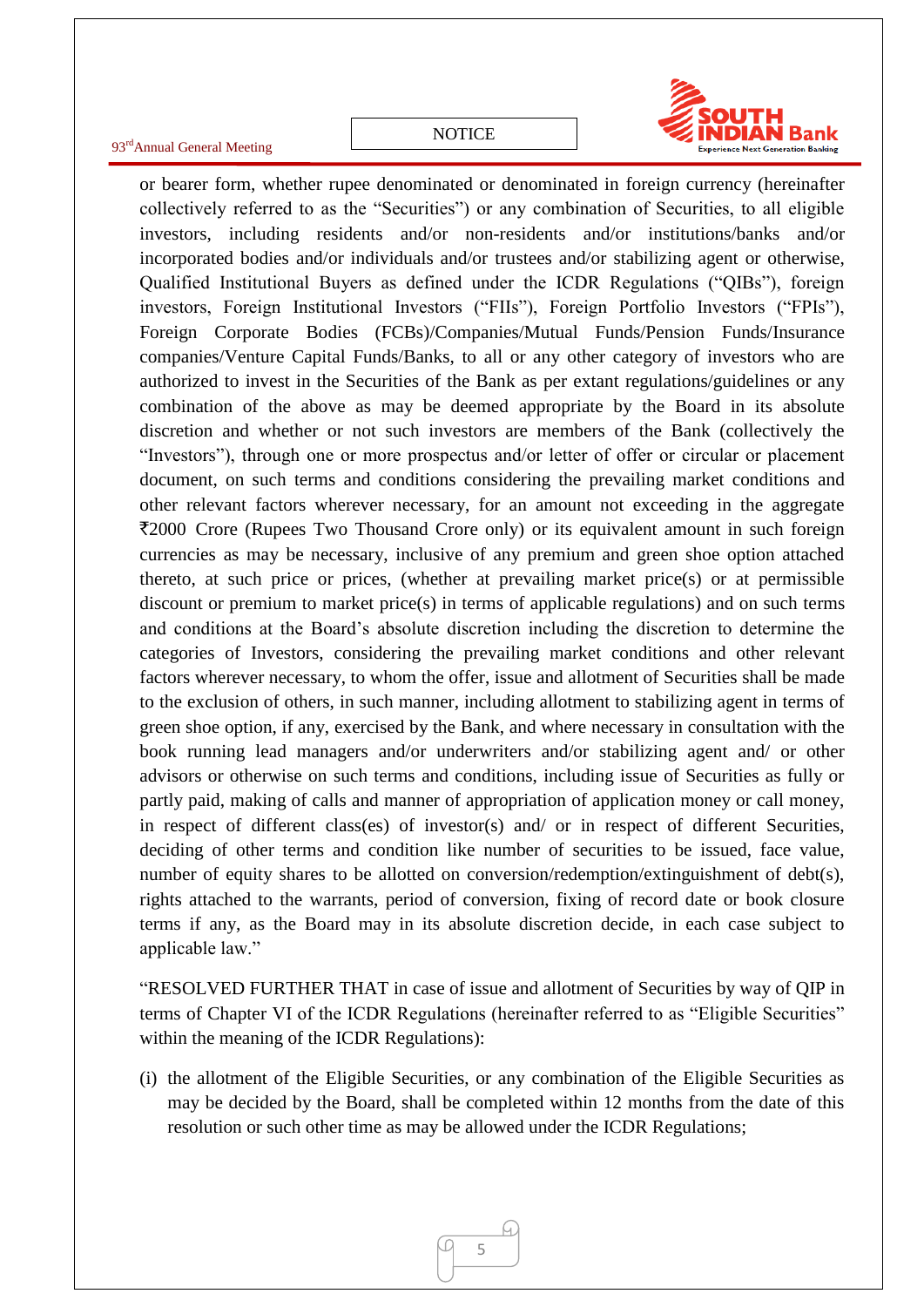or bearer form, whether rupee denominated or denominated in foreign currency (hereinafter collectively referred to as the "Securities") or any combination of Securities, to all eligible investors, including residents and/or non-residents and/or institutions/banks and/or incorporated bodies and/or individuals and/or trustees and/or stabilizing agent or otherwise, Qualified Institutional Buyers as defined under the ICDR Regulations ("QIBs"), foreign investors, Foreign Institutional Investors ("FIIs"), Foreign Portfolio Investors ("FPIs"), Foreign Corporate Bodies (FCBs)/Companies/Mutual Funds/Pension Funds/Insurance companies/Venture Capital Funds/Banks, to all or any other category of investors who are authorized to invest in the Securities of the Bank as per extant regulations/guidelines or any combination of the above as may be deemed appropriate by the Board in its absolute discretion and whether or not such investors are members of the Bank (collectively the "Investors"), through one or more prospectus and/or letter of offer or circular or placement document, on such terms and conditions considering the prevailing market conditions and other relevant factors wherever necessary, for an amount not exceeding in the aggregate ₹2000 Crore (Rupees Two Thousand Crore only) or its equivalent amount in such foreign currencies as may be necessary, inclusive of any premium and green shoe option attached thereto, at such price or prices, (whether at prevailing market price(s) or at permissible discount or premium to market price(s) in terms of applicable regulations) and on such terms and conditions at the Board's absolute discretion including the discretion to determine the categories of Investors, considering the prevailing market conditions and other relevant factors wherever necessary, to whom the offer, issue and allotment of Securities shall be made to the exclusion of others, in such manner, including allotment to stabilizing agent in terms of green shoe option, if any, exercised by the Bank, and where necessary in consultation with the book running lead managers and/or underwriters and/or stabilizing agent and/ or other advisors or otherwise on such terms and conditions, including issue of Securities as fully or partly paid, making of calls and manner of appropriation of application money or call money, in respect of different class(es) of investor(s) and/ or in respect of different Securities, deciding of other terms and condition like number of securities to be issued, face value, number of equity shares to be allotted on conversion/redemption/extinguishment of debt(s), rights attached to the warrants, period of conversion, fixing of record date or book closure terms if any, as the Board may in its absolute discretion decide, in each case subject to applicable law."

"RESOLVED FURTHER THAT in case of issue and allotment of Securities by way of QIP in terms of Chapter VI of the ICDR Regulations (hereinafter referred to as "Eligible Securities" within the meaning of the ICDR Regulations):

(i) the allotment of the Eligible Securities, or any combination of the Eligible Securities as may be decided by the Board, shall be completed within 12 months from the date of this resolution or such other time as may be allowed under the ICDR Regulations;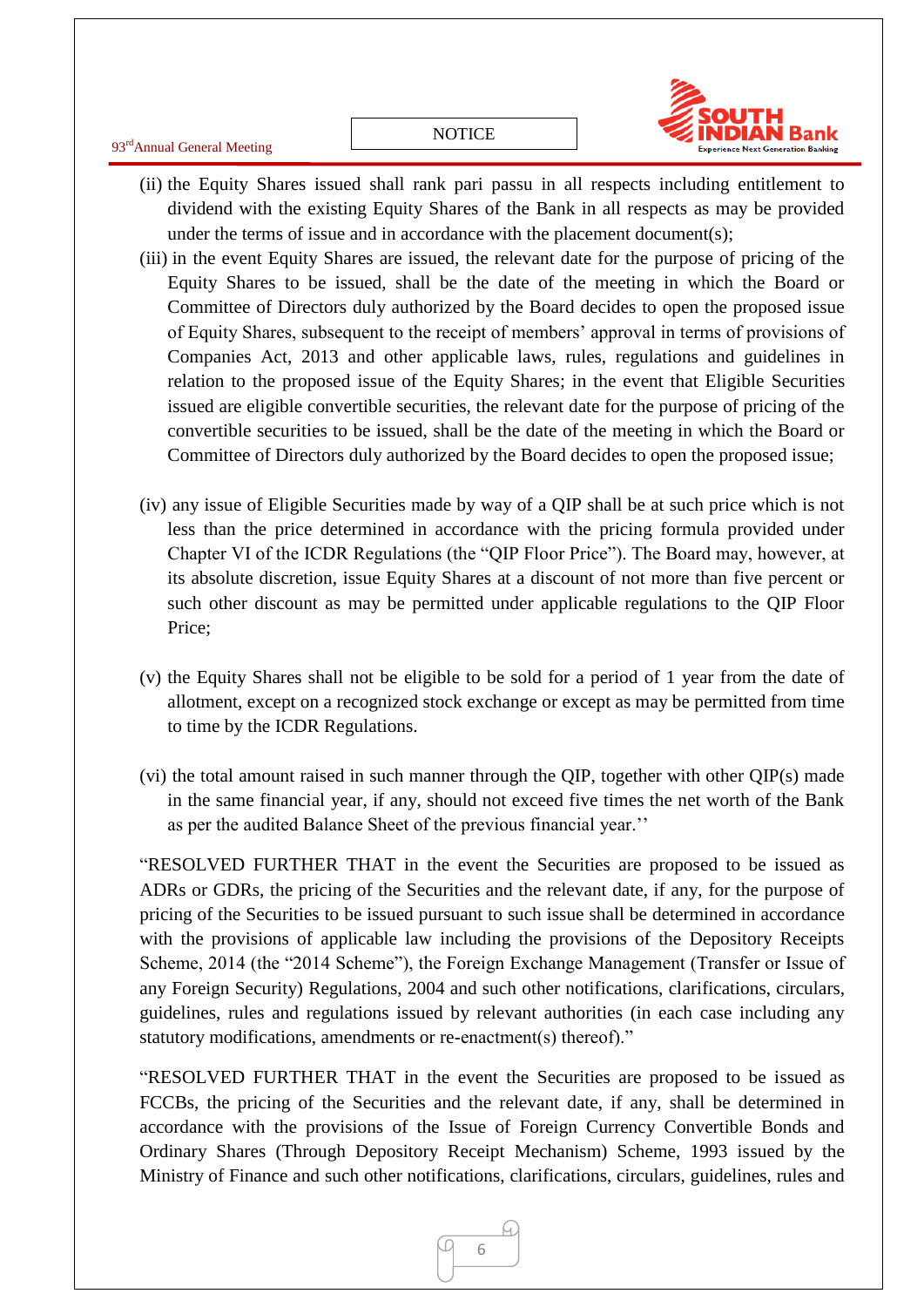(ii) the Equity Shares issued shall rank pari passu in all respects including entitlement to dividend with the existing Equity Shares of the Bank in all respects as may be provided under the terms of issue and in accordance with the placement document(s);

(iii) in the event Equity Shares are issued, the relevant date for the purpose of pricing of the Equity Shares to be issued, shall be the date of the meeting in which the Board or Committee of Directors duly authorized by the Board decides to open the proposed issue of Equity Shares, subsequent to the receipt of members' approval in terms of provisions of Companies Act, 2013 and other applicable laws, rules, regulations and guidelines in relation to the proposed issue of the Equity Shares; in the event that Eligible Securities issued are eligible convertible securities, the relevant date for the purpose of pricing of the convertible securities to be issued, shall be the date of the meeting in which the Board or Committee of Directors duly authorized by the Board decides to open the proposed issue;

(iv) any issue of Eligible Securities made by way of a QIP shall be at such price which is not less than the price determined in accordance with the pricing formula provided under Chapter VI of the ICDR Regulations (the "QIP Floor Price"). The Board may, however, at its absolute discretion, issue Equity Shares at a discount of not more than five percent or such other discount as may be permitted under applicable regulations to the QIP Floor Price;

(v) the Equity Shares shall not be eligible to be sold for a period of 1 year from the date of allotment, except on a recognized stock exchange or except as may be permitted from time to time by the ICDR Regulations.

(vi) the total amount raised in such manner through the QIP, together with other QIP(s) made in the same financial year, if any, should not exceed five times the net worth of the Bank as per the audited Balance Sheet of the previous financial year.''

"RESOLVED FURTHER THAT in the event the Securities are proposed to be issued as ADRs or GDRs, the pricing of the Securities and the relevant date, if any, for the purpose of pricing of the Securities to be issued pursuant to such issue shall be determined in accordance with the provisions of applicable law including the provisions of the Depository Receipts Scheme, 2014 (the "2014 Scheme"), the Foreign Exchange Management (Transfer or Issue of any Foreign Security) Regulations, 2004 and such other notifications, clarifications, circulars, guidelines, rules and regulations issued by relevant authorities (in each case including any statutory modifications, amendments or re-enactment(s) thereof)."

"RESOLVED FURTHER THAT in the event the Securities are proposed to be issued as FCCBs, the pricing of the Securities and the relevant date, if any, shall be determined in accordance with the provisions of the Issue of Foreign Currency Convertible Bonds and Ordinary Shares (Through Depository Receipt Mechanism) Scheme, 1993 issued by the Ministry of Finance and such other notifications, clarifications, circulars, guidelines, rules and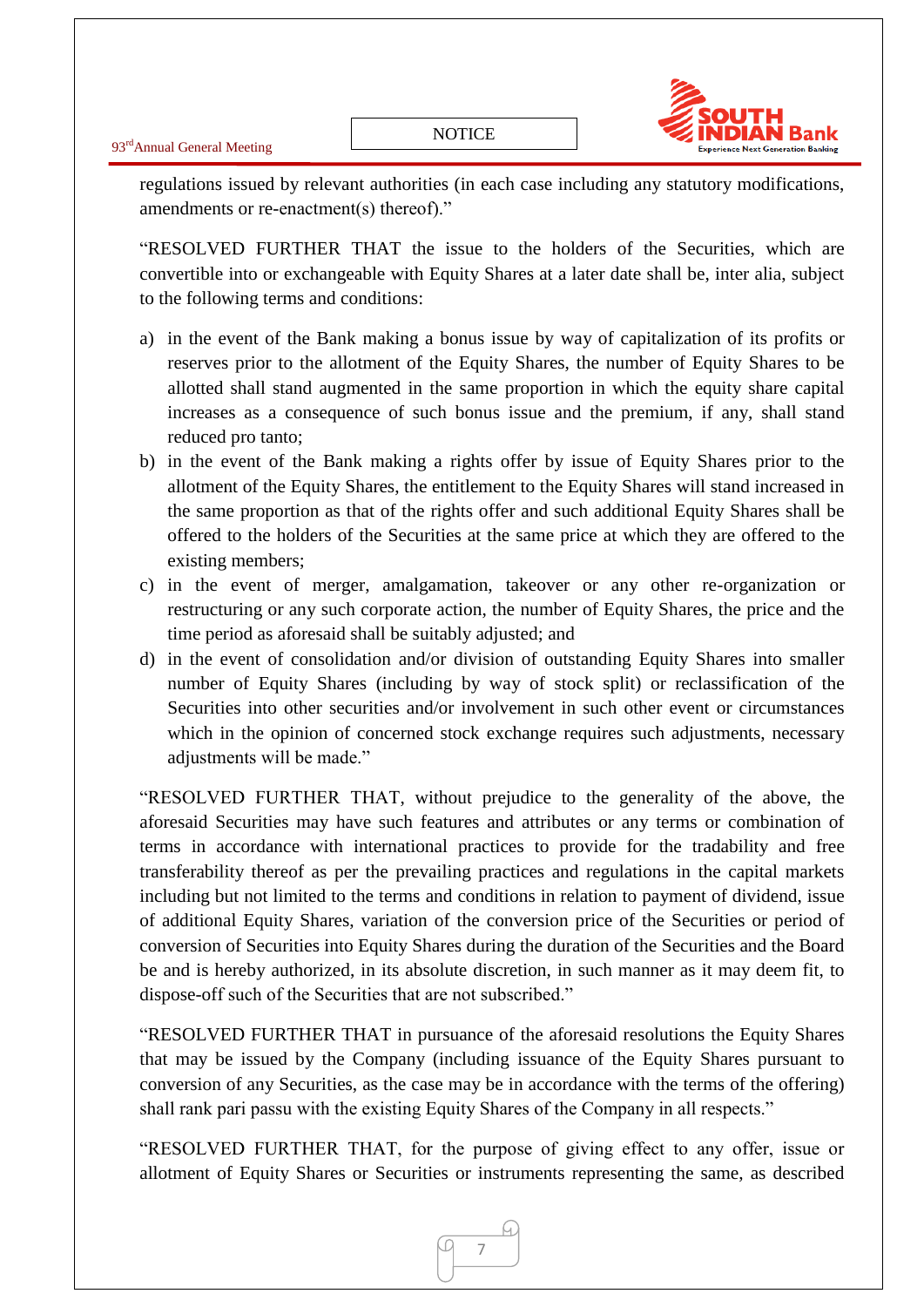regulations issued by relevant authorities (in each case including any statutory modifications, amendments or re-enactment(s) thereof)."

"RESOLVED FURTHER THAT the issue to the holders of the Securities, which are convertible into or exchangeable with Equity Shares at a later date shall be, inter alia, subject to the following terms and conditions:

a) in the event of the Bank making a bonus issue by way of capitalization of its profits or reserves prior to the allotment of the Equity Shares, the number of Equity Shares to be allotted shall stand augmented in the same proportion in which the equity share capital increases as a consequence of such bonus issue and the premium, if any, shall stand reduced pro tanto;
b) in the event of the Bank making a rights offer by issue of Equity Shares prior to the allotment of the Equity Shares, the entitlement to the Equity Shares will stand increased in the same proportion as that of the rights offer and such additional Equity Shares shall be offered to the holders of the Securities at the same price at which they are offered to the existing members;
c) in the event of merger, amalgamation, takeover or any other re-organization or restructuring or any such corporate action, the number of Equity Shares, the price and the time period as aforesaid shall be suitably adjusted; and
d) in the event of consolidation and/or division of outstanding Equity Shares into smaller number of Equity Shares (including by way of stock split) or reclassification of the Securities into other securities and/or involvement in such other event or circumstances which in the opinion of concerned stock exchange requires such adjustments, necessary adjustments will be made."

"RESOLVED FURTHER THAT, without prejudice to the generality of the above, the aforesaid Securities may have such features and attributes or any terms or combination of terms in accordance with international practices to provide for the tradability and free transferability thereof as per the prevailing practices and regulations in the capital markets including but not limited to the terms and conditions in relation to payment of dividend, issue of additional Equity Shares, variation of the conversion price of the Securities or period of conversion of Securities into Equity Shares during the duration of the Securities and the Board be and is hereby authorized, in its absolute discretion, in such manner as it may deem fit, to dispose-off such of the Securities that are not subscribed."

"RESOLVED FURTHER THAT in pursuance of the aforesaid resolutions the Equity Shares that may be issued by the Company (including issuance of the Equity Shares pursuant to conversion of any Securities, as the case may be in accordance with the terms of the offering) shall rank pari passu with the existing Equity Shares of the Company in all respects."

"RESOLVED FURTHER THAT, for the purpose of giving effect to any offer, issue or allotment of Equity Shares or Securities or instruments representing the same, as described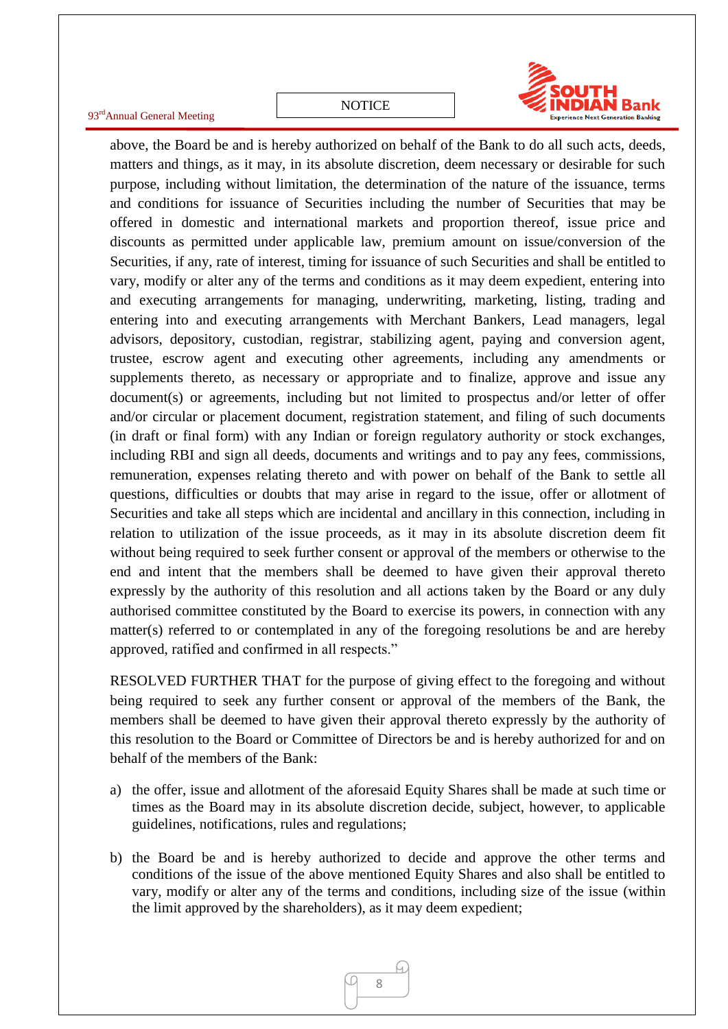above, the Board be and is hereby authorized on behalf of the Bank to do all such acts, deeds, matters and things, as it may, in its absolute discretion, deem necessary or desirable for such purpose, including without limitation, the determination of the nature of the issuance, terms and conditions for issuance of Securities including the number of Securities that may be offered in domestic and international markets and proportion thereof, issue price and discounts as permitted under applicable law, premium amount on issue/conversion of the Securities, if any, rate of interest, timing for issuance of such Securities and shall be entitled to vary, modify or alter any of the terms and conditions as it may deem expedient, entering into and executing arrangements for managing, underwriting, marketing, listing, trading and entering into and executing arrangements with Merchant Bankers, Lead managers, legal advisors, depository, custodian, registrar, stabilizing agent, paying and conversion agent, trustee, escrow agent and executing other agreements, including any amendments or supplements thereto, as necessary or appropriate and to finalize, approve and issue any document(s) or agreements, including but not limited to prospectus and/or letter of offer and/or circular or placement document, registration statement, and filing of such documents (in draft or final form) with any Indian or foreign regulatory authority or stock exchanges, including RBI and sign all deeds, documents and writings and to pay any fees, commissions, remuneration, expenses relating thereto and with power on behalf of the Bank to settle all questions, difficulties or doubts that may arise in regard to the issue, offer or allotment of Securities and take all steps which are incidental and ancillary in this connection, including in relation to utilization of the issue proceeds, as it may in its absolute discretion deem fit without being required to seek further consent or approval of the members or otherwise to the end and intent that the members shall be deemed to have given their approval thereto expressly by the authority of this resolution and all actions taken by the Board or any duly authorised committee constituted by the Board to exercise its powers, in connection with any matter(s) referred to or contemplated in any of the foregoing resolutions be and are hereby approved, ratified and confirmed in all respects."

RESOLVED FURTHER THAT for the purpose of giving effect to the foregoing and without being required to seek any further consent or approval of the members of the Bank, the members shall be deemed to have given their approval thereto expressly by the authority of this resolution to the Board or Committee of Directors be and is hereby authorized for and on behalf of the members of the Bank:

a) the offer, issue and allotment of the aforesaid Equity Shares shall be made at such time or times as the Board may in its absolute discretion decide, subject, however, to applicable guidelines, notifications, rules and regulations;

b) the Board be and is hereby authorized to decide and approve the other terms and conditions of the issue of the above mentioned Equity Shares and also shall be entitled to vary, modify or alter any of the terms and conditions, including size of the issue (within the limit approved by the shareholders), as it may deem expedient;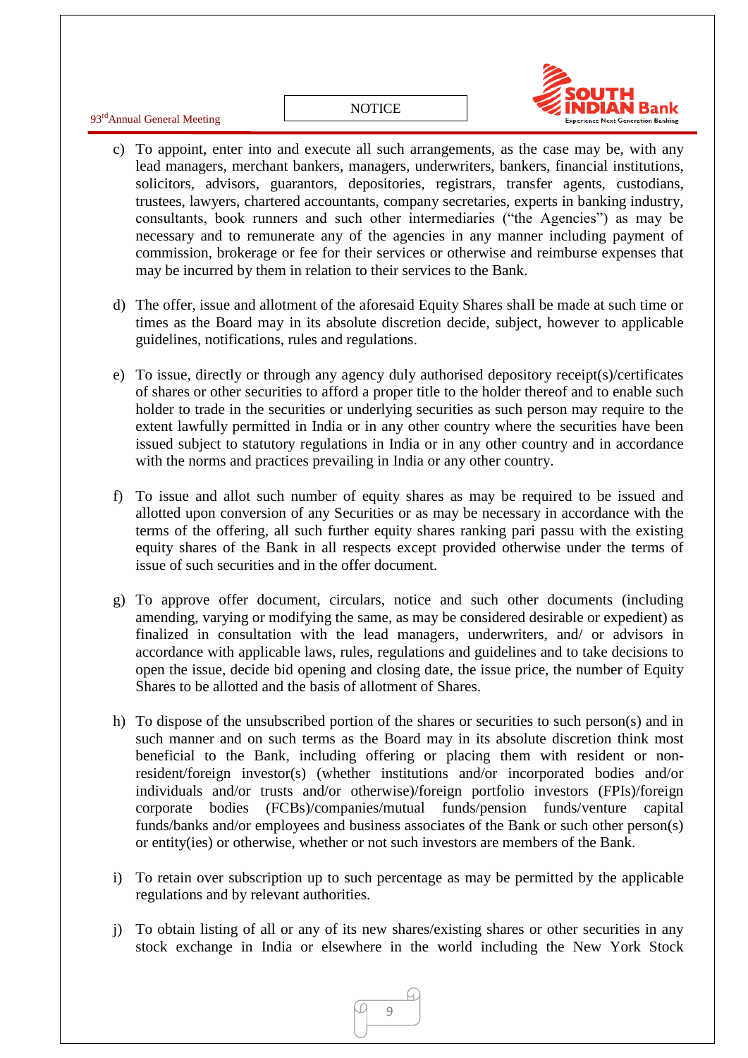c) To appoint, enter into and execute all such arrangements, as the case may be, with any lead managers, merchant bankers, managers, underwriters, bankers, financial institutions, solicitors, advisors, guarantors, depositories, registrars, transfer agents, custodians, trustees, lawyers, chartered accountants, company secretaries, experts in banking industry, consultants, book runners and such other intermediaries ("the Agencies") as may be necessary and to remunerate any of the agencies in any manner including payment of commission, brokerage or fee for their services or otherwise and reimburse expenses that may be incurred by them in relation to their services to the Bank.

d) The offer, issue and allotment of the aforesaid Equity Shares shall be made at such time or times as the Board may in its absolute discretion decide, subject, however to applicable guidelines, notifications, rules and regulations.

e) To issue, directly or through any agency duly authorised depository receipt(s)/certificates of shares or other securities to afford a proper title to the holder thereof and to enable such holder to trade in the securities or underlying securities as such person may require to the extent lawfully permitted in India or in any other country where the securities have been issued subject to statutory regulations in India or in any other country and in accordance with the norms and practices prevailing in India or any other country.

f) To issue and allot such number of equity shares as may be required to be issued and allotted upon conversion of any Securities or as may be necessary in accordance with the terms of the offering, all such further equity shares ranking pari passu with the existing equity shares of the Bank in all respects except provided otherwise under the terms of issue of such securities and in the offer document.

g) To approve offer document, circulars, notice and such other documents (including amending, varying or modifying the same, as may be considered desirable or expedient) as finalized in consultation with the lead managers, underwriters, and/ or advisors in accordance with applicable laws, rules, regulations and guidelines and to take decisions to open the issue, decide bid opening and closing date, the issue price, the number of Equity Shares to be allotted and the basis of allotment of Shares.

h) To dispose of the unsubscribed portion of the shares or securities to such person(s) and in such manner and on such terms as the Board may in its absolute discretion think most beneficial to the Bank, including offering or placing them with resident or non-resident/foreign investor(s) (whether institutions and/or incorporated bodies and/or individuals and/or trusts and/or otherwise)/foreign portfolio investors (FPIs)/foreign corporate bodies (FCBs)/companies/mutual funds/pension funds/venture capital funds/banks and/or employees and business associates of the Bank or such other person(s) or entity(ies) or otherwise, whether or not such investors are members of the Bank.

i) To retain over subscription up to such percentage as may be permitted by the applicable regulations and by relevant authorities.

j) To obtain listing of all or any of its new shares/existing shares or other securities in any stock exchange in India or elsewhere in the world including the New York Stock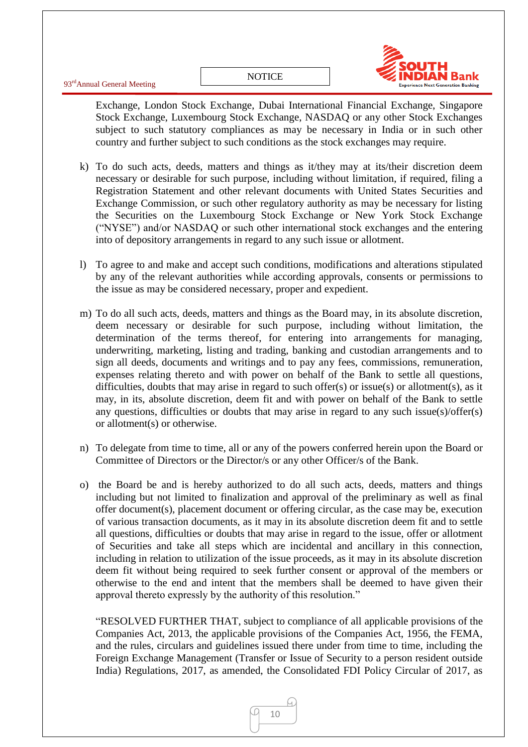Exchange, London Stock Exchange, Dubai International Financial Exchange, Singapore Stock Exchange, Luxembourg Stock Exchange, NASDAQ or any other Stock Exchanges subject to such statutory compliances as may be necessary in India or in such other country and further subject to such conditions as the stock exchanges may require.

k) To do such acts, deeds, matters and things as it/they may at its/their discretion deem necessary or desirable for such purpose, including without limitation, if required, filing a Registration Statement and other relevant documents with United States Securities and Exchange Commission, or such other regulatory authority as may be necessary for listing the Securities on the Luxembourg Stock Exchange or New York Stock Exchange ("NYSE") and/or NASDAQ or such other international stock exchanges and the entering into of depository arrangements in regard to any such issue or allotment.

l) To agree to and make and accept such conditions, modifications and alterations stipulated by any of the relevant authorities while according approvals, consents or permissions to the issue as may be considered necessary, proper and expedient.

m) To do all such acts, deeds, matters and things as the Board may, in its absolute discretion, deem necessary or desirable for such purpose, including without limitation, the determination of the terms thereof, for entering into arrangements for managing, underwriting, marketing, listing and trading, banking and custodian arrangements and to sign all deeds, documents and writings and to pay any fees, commissions, remuneration, expenses relating thereto and with power on behalf of the Bank to settle all questions, difficulties, doubts that may arise in regard to such offer(s) or issue(s) or allotment(s), as it may, in its, absolute discretion, deem fit and with power on behalf of the Bank to settle any questions, difficulties or doubts that may arise in regard to any such issue(s)/offer(s) or allotment(s) or otherwise.

n) To delegate from time to time, all or any of the powers conferred herein upon the Board or Committee of Directors or the Director/s or any other Officer/s of the Bank.

o) the Board be and is hereby authorized to do all such acts, deeds, matters and things including but not limited to finalization and approval of the preliminary as well as final offer document(s), placement document or offering circular, as the case may be, execution of various transaction documents, as it may in its absolute discretion deem fit and to settle all questions, difficulties or doubts that may arise in regard to the issue, offer or allotment of Securities and take all steps which are incidental and ancillary in this connection, including in relation to utilization of the issue proceeds, as it may in its absolute discretion deem fit without being required to seek further consent or approval of the members or otherwise to the end and intent that the members shall be deemed to have given their approval thereto expressly by the authority of this resolution."

"RESOLVED FURTHER THAT, subject to compliance of all applicable provisions of the Companies Act, 2013, the applicable provisions of the Companies Act, 1956, the FEMA, and the rules, circulars and guidelines issued there under from time to time, including the Foreign Exchange Management (Transfer or Issue of Security to a person resident outside India) Regulations, 2017, as amended, the Consolidated FDI Policy Circular of 2017, as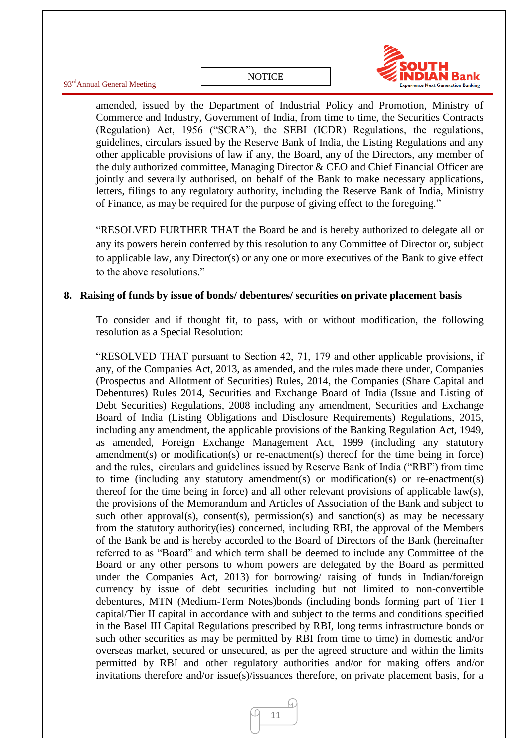amended, issued by the Department of Industrial Policy and Promotion, Ministry of Commerce and Industry, Government of India, from time to time, the Securities Contracts (Regulation) Act, 1956 ("SCRA"), the SEBI (ICDR) Regulations, the regulations, guidelines, circulars issued by the Reserve Bank of India, the Listing Regulations and any other applicable provisions of law if any, the Board, any of the Directors, any member of the duly authorized committee, Managing Director & CEO and Chief Financial Officer are jointly and severally authorised, on behalf of the Bank to make necessary applications, letters, filings to any regulatory authority, including the Reserve Bank of India, Ministry of Finance, as may be required for the purpose of giving effect to the foregoing."

"RESOLVED FURTHER THAT the Board be and is hereby authorized to delegate all or any its powers herein conferred by this resolution to any Committee of Director or, subject to applicable law, any Director(s) or any one or more executives of the Bank to give effect to the above resolutions."

**8. Raising of funds by issue of bonds/ debentures/ securities on private placement basis**

To consider and if thought fit, to pass, with or without modification, the following resolution as a Special Resolution:

"RESOLVED THAT pursuant to Section 42, 71, 179 and other applicable provisions, if any, of the Companies Act, 2013, as amended, and the rules made there under, Companies (Prospectus and Allotment of Securities) Rules, 2014, the Companies (Share Capital and Debentures) Rules 2014, Securities and Exchange Board of India (Issue and Listing of Debt Securities) Regulations, 2008 including any amendment, Securities and Exchange Board of India (Listing Obligations and Disclosure Requirements) Regulations, 2015, including any amendment, the applicable provisions of the Banking Regulation Act, 1949, as amended, Foreign Exchange Management Act, 1999 (including any statutory amendment(s) or modification(s) or re-enactment(s) thereof for the time being in force) and the rules, circulars and guidelines issued by Reserve Bank of India ("RBI") from time to time (including any statutory amendment(s) or modification(s) or re-enactment(s) thereof for the time being in force) and all other relevant provisions of applicable law(s), the provisions of the Memorandum and Articles of Association of the Bank and subject to such other approval(s), consent(s), permission(s) and sanction(s) as may be necessary from the statutory authority(ies) concerned, including RBI, the approval of the Members of the Bank be and is hereby accorded to the Board of Directors of the Bank (hereinafter referred to as "Board" and which term shall be deemed to include any Committee of the Board or any other persons to whom powers are delegated by the Board as permitted under the Companies Act, 2013) for borrowing/ raising of funds in Indian/foreign currency by issue of debt securities including but not limited to non-convertible debentures, MTN (Medium-Term Notes)bonds (including bonds forming part of Tier I capital/Tier II capital in accordance with and subject to the terms and conditions specified in the Basel III Capital Regulations prescribed by RBI, long terms infrastructure bonds or such other securities as may be permitted by RBI from time to time) in domestic and/or overseas market, secured or unsecured, as per the agreed structure and within the limits permitted by RBI and other regulatory authorities and/or for making offers and/or invitations therefore and/or issue(s)/issuances therefore, on private placement basis, for a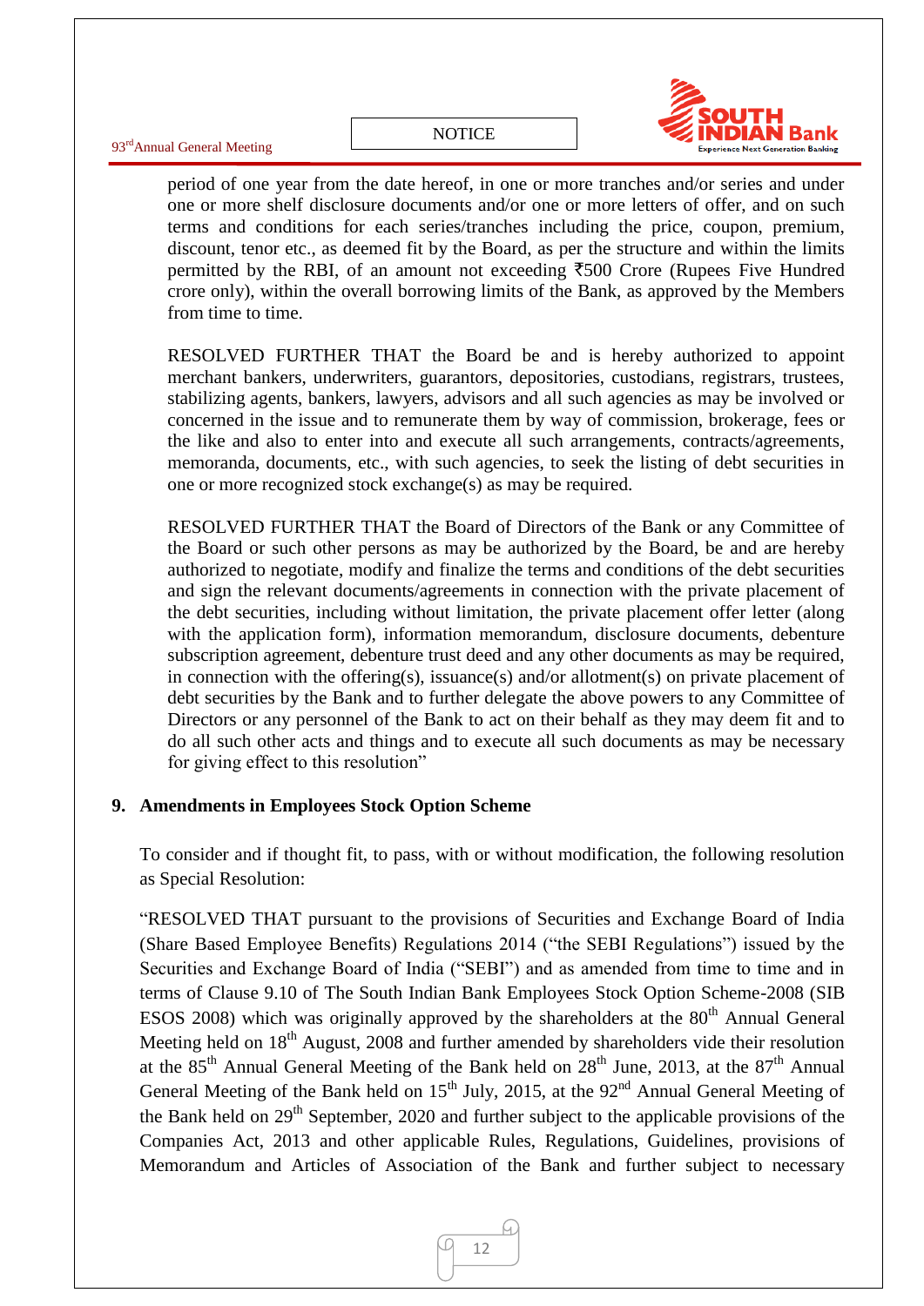period of one year from the date hereof, in one or more tranches and/or series and under one or more shelf disclosure documents and/or one or more letters of offer, and on such terms and conditions for each series/tranches including the price, coupon, premium, discount, tenor etc., as deemed fit by the Board, as per the structure and within the limits permitted by the RBI, of an amount not exceeding ₹500 Crore (Rupees Five Hundred crore only), within the overall borrowing limits of the Bank, as approved by the Members from time to time.

RESOLVED FURTHER THAT the Board be and is hereby authorized to appoint merchant bankers, underwriters, guarantors, depositories, custodians, registrars, trustees, stabilizing agents, bankers, lawyers, advisors and all such agencies as may be involved or concerned in the issue and to remunerate them by way of commission, brokerage, fees or the like and also to enter into and execute all such arrangements, contracts/agreements, memoranda, documents, etc., with such agencies, to seek the listing of debt securities in one or more recognized stock exchange(s) as may be required.

RESOLVED FURTHER THAT the Board of Directors of the Bank or any Committee of the Board or such other persons as may be authorized by the Board, be and are hereby authorized to negotiate, modify and finalize the terms and conditions of the debt securities and sign the relevant documents/agreements in connection with the private placement of the debt securities, including without limitation, the private placement offer letter (along with the application form), information memorandum, disclosure documents, debenture subscription agreement, debenture trust deed and any other documents as may be required, in connection with the offering(s), issuance(s) and/or allotment(s) on private placement of debt securities by the Bank and to further delegate the above powers to any Committee of Directors or any personnel of the Bank to act on their behalf as they may deem fit and to do all such other acts and things and to execute all such documents as may be necessary for giving effect to this resolution"

**9. Amendments in Employees Stock Option Scheme**

To consider and if thought fit, to pass, with or without modification, the following resolution as Special Resolution:

"RESOLVED THAT pursuant to the provisions of Securities and Exchange Board of India (Share Based Employee Benefits) Regulations 2014 ("the SEBI Regulations") issued by the Securities and Exchange Board of India ("SEBI") and as amended from time to time and in terms of Clause 9.10 of The South Indian Bank Employees Stock Option Scheme-2008 (SIB ESOS 2008) which was originally approved by the shareholders at the 80th Annual General Meeting held on 18th August, 2008 and further amended by shareholders vide their resolution at the 85th Annual General Meeting of the Bank held on 28th June, 2013, at the 87th Annual General Meeting of the Bank held on 15th July, 2015, at the 92nd Annual General Meeting of the Bank held on 29th September, 2020 and further subject to the applicable provisions of the Companies Act, 2013 and other applicable Rules, Regulations, Guidelines, provisions of Memorandum and Articles of Association of the Bank and further subject to necessary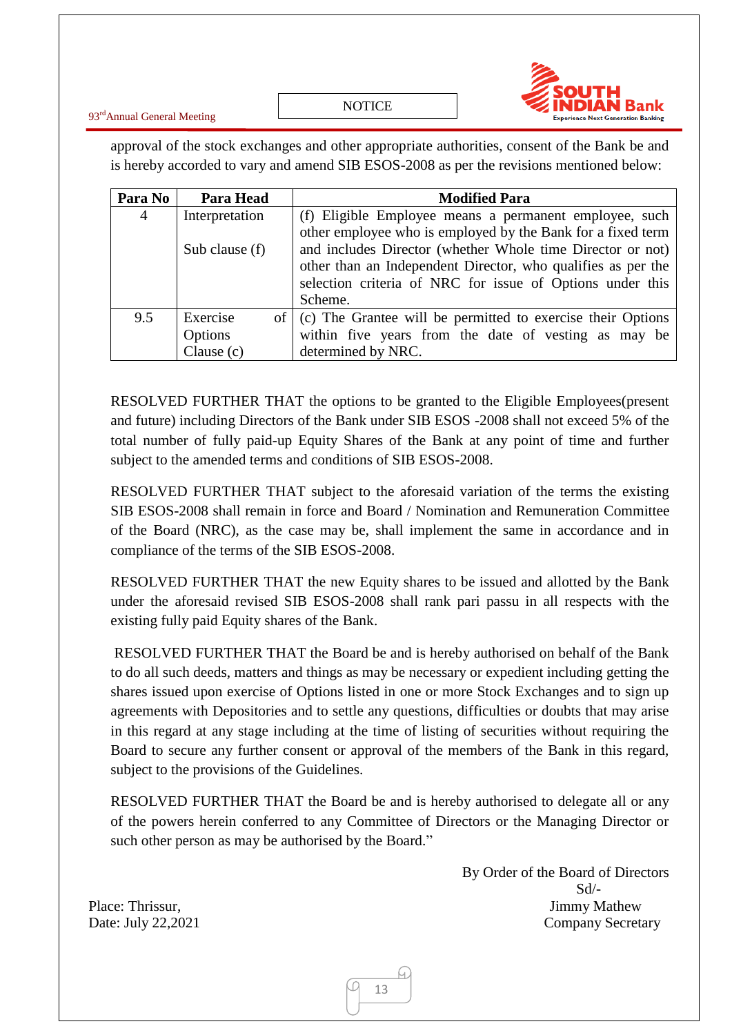approval of the stock exchanges and other appropriate authorities, consent of the Bank be and is hereby accorded to vary and amend SIB ESOS-2008 as per the revisions mentioned below:

| Para No | Para Head | Modified Para |
|---|---|---|
| 4 | Interpretation<br><br>Sub clause (f) | (f) Eligible Employee means a permanent employee, such other employee who is employed by the Bank for a fixed term and includes Director (whether Whole time Director or not) other than an Independent Director, who qualifies as per the selection criteria of NRC for issue of Options under this Scheme. |
| 9.5 | Exercise of Options Clause (c) | (c) The Grantee will be permitted to exercise their Options within five years from the date of vesting as may be determined by NRC. |

RESOLVED FURTHER THAT the options to be granted to the Eligible Employees(present and future) including Directors of the Bank under SIB ESOS -2008 shall not exceed 5% of the total number of fully paid-up Equity Shares of the Bank at any point of time and further subject to the amended terms and conditions of SIB ESOS-2008.

RESOLVED FURTHER THAT subject to the aforesaid variation of the terms the existing SIB ESOS-2008 shall remain in force and Board / Nomination and Remuneration Committee of the Board (NRC), as the case may be, shall implement the same in accordance and in compliance of the terms of the SIB ESOS-2008.

RESOLVED FURTHER THAT the new Equity shares to be issued and allotted by the Bank under the aforesaid revised SIB ESOS-2008 shall rank pari passu in all respects with the existing fully paid Equity shares of the Bank.

RESOLVED FURTHER THAT the Board be and is hereby authorised on behalf of the Bank to do all such deeds, matters and things as may be necessary or expedient including getting the shares issued upon exercise of Options listed in one or more Stock Exchanges and to sign up agreements with Depositories and to settle any questions, difficulties or doubts that may arise in this regard at any stage including at the time of listing of securities without requiring the Board to secure any further consent or approval of the members of the Bank in this regard, subject to the provisions of the Guidelines.

RESOLVED FURTHER THAT the Board be and is hereby authorised to delegate all or any of the powers herein conferred to any Committee of Directors or the Managing Director or such other person as may be authorised by the Board."

By Order of the Board of Directors
Sd/-
Jimmy Mathew
Company Secretary

Place: Thrissur,
Date: July 22,2021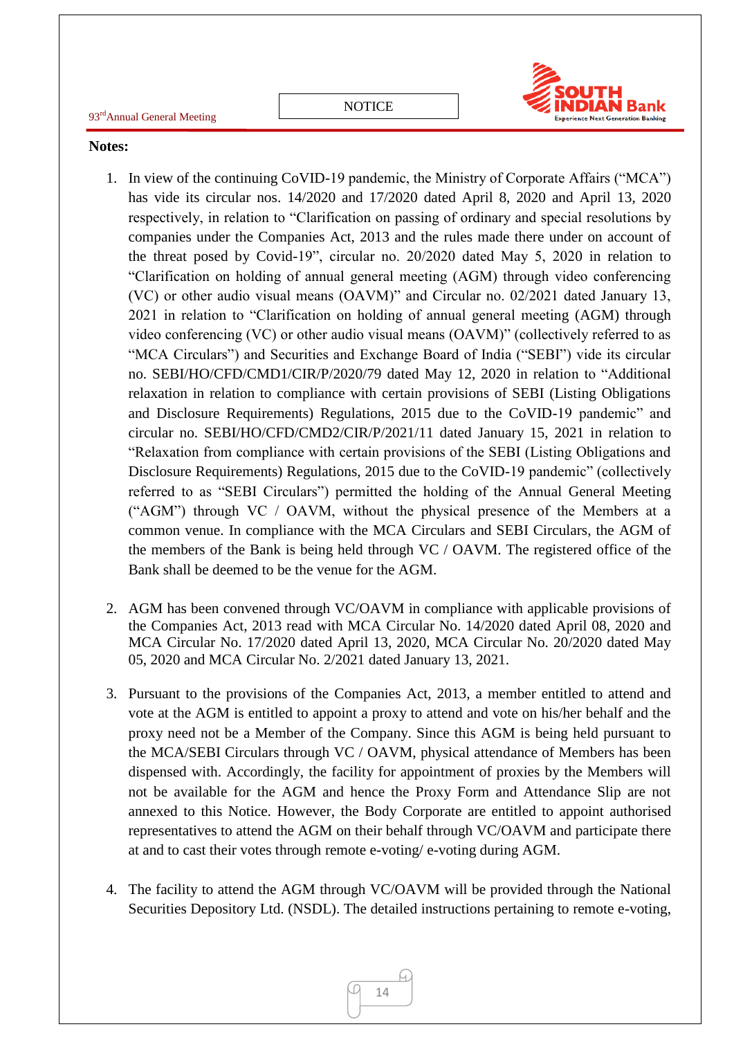**Notes:**

1. In view of the continuing CoVID-19 pandemic, the Ministry of Corporate Affairs ("MCA") has vide its circular nos. 14/2020 and 17/2020 dated April 8, 2020 and April 13, 2020 respectively, in relation to "Clarification on passing of ordinary and special resolutions by companies under the Companies Act, 2013 and the rules made there under on account of the threat posed by Covid-19", circular no. 20/2020 dated May 5, 2020 in relation to "Clarification on holding of annual general meeting (AGM) through video conferencing (VC) or other audio visual means (OAVM)" and Circular no. 02/2021 dated January 13, 2021 in relation to "Clarification on holding of annual general meeting (AGM) through video conferencing (VC) or other audio visual means (OAVM)" (collectively referred to as "MCA Circulars") and Securities and Exchange Board of India ("SEBI") vide its circular no. SEBI/HO/CFD/CMD1/CIR/P/2020/79 dated May 12, 2020 in relation to "Additional relaxation in relation to compliance with certain provisions of SEBI (Listing Obligations and Disclosure Requirements) Regulations, 2015 due to the CoVID-19 pandemic" and circular no. SEBI/HO/CFD/CMD2/CIR/P/2021/11 dated January 15, 2021 in relation to "Relaxation from compliance with certain provisions of the SEBI (Listing Obligations and Disclosure Requirements) Regulations, 2015 due to the CoVID-19 pandemic" (collectively referred to as "SEBI Circulars") permitted the holding of the Annual General Meeting ("AGM") through VC / OAVM, without the physical presence of the Members at a common venue. In compliance with the MCA Circulars and SEBI Circulars, the AGM of the members of the Bank is being held through VC / OAVM. The registered office of the Bank shall be deemed to be the venue for the AGM.

2. AGM has been convened through VC/OAVM in compliance with applicable provisions of the Companies Act, 2013 read with MCA Circular No. 14/2020 dated April 08, 2020 and MCA Circular No. 17/2020 dated April 13, 2020, MCA Circular No. 20/2020 dated May 05, 2020 and MCA Circular No. 2/2021 dated January 13, 2021.

3. Pursuant to the provisions of the Companies Act, 2013, a member entitled to attend and vote at the AGM is entitled to appoint a proxy to attend and vote on his/her behalf and the proxy need not be a Member of the Company. Since this AGM is being held pursuant to the MCA/SEBI Circulars through VC / OAVM, physical attendance of Members has been dispensed with. Accordingly, the facility for appointment of proxies by the Members will not be available for the AGM and hence the Proxy Form and Attendance Slip are not annexed to this Notice. However, the Body Corporate are entitled to appoint authorised representatives to attend the AGM on their behalf through VC/OAVM and participate there at and to cast their votes through remote e-voting/ e-voting during AGM.

4. The facility to attend the AGM through VC/OAVM will be provided through the National Securities Depository Ltd. (NSDL). The detailed instructions pertaining to remote e-voting,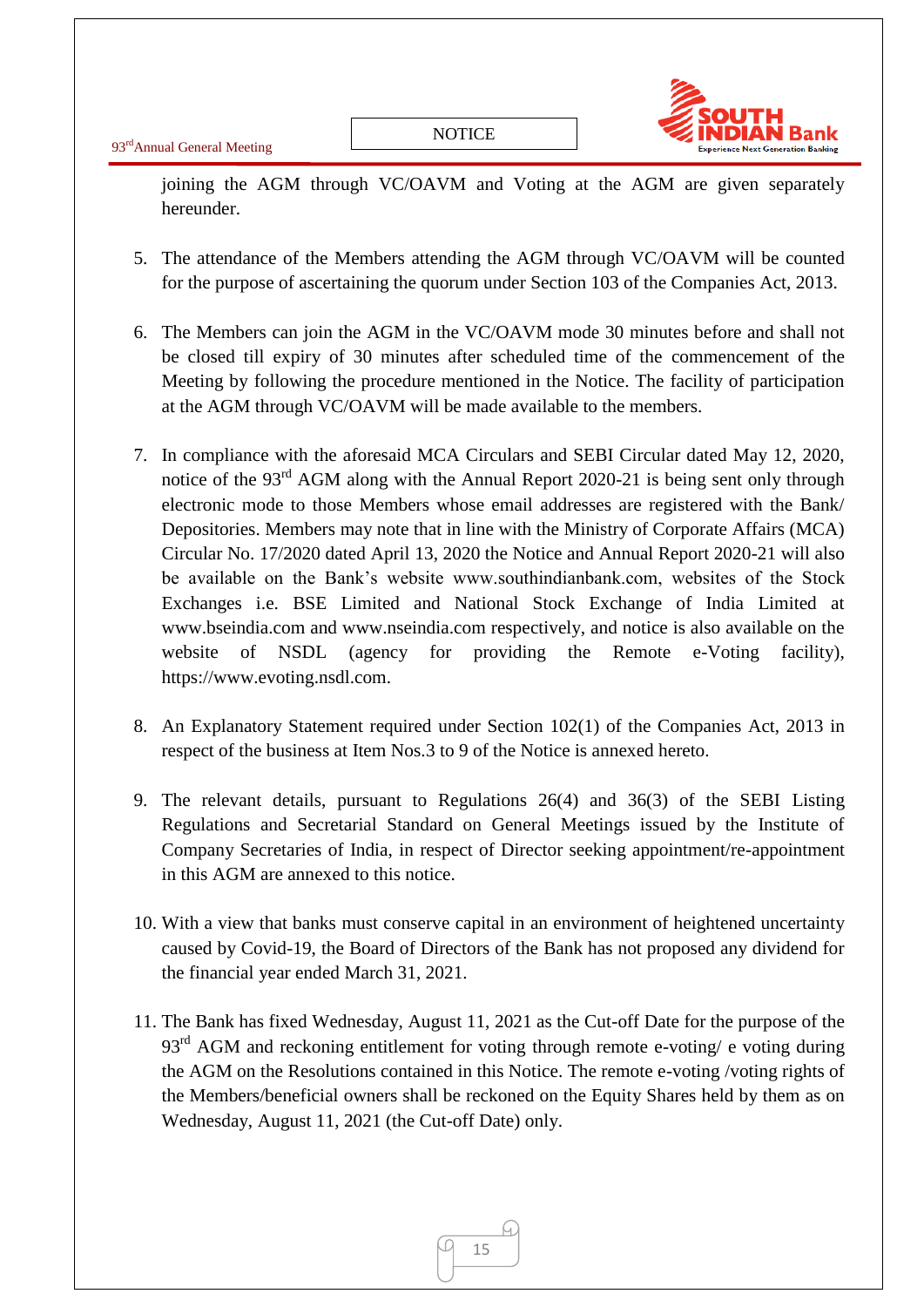joining the AGM through VC/OAVM and Voting at the AGM are given separately hereunder.

5. The attendance of the Members attending the AGM through VC/OAVM will be counted for the purpose of ascertaining the quorum under Section 103 of the Companies Act, 2013.

6. The Members can join the AGM in the VC/OAVM mode 30 minutes before and shall not be closed till expiry of 30 minutes after scheduled time of the commencement of the Meeting by following the procedure mentioned in the Notice. The facility of participation at the AGM through VC/OAVM will be made available to the members.

7. In compliance with the aforesaid MCA Circulars and SEBI Circular dated May 12, 2020, notice of the 93rd AGM along with the Annual Report 2020-21 is being sent only through electronic mode to those Members whose email addresses are registered with the Bank/ Depositories. Members may note that in line with the Ministry of Corporate Affairs (MCA) Circular No. 17/2020 dated April 13, 2020 the Notice and Annual Report 2020-21 will also be available on the Bank's website www.southindianbank.com, websites of the Stock Exchanges i.e. BSE Limited and National Stock Exchange of India Limited at www.bseindia.com and www.nseindia.com respectively, and notice is also available on the website of NSDL (agency for providing the Remote e-Voting facility), https://www.evoting.nsdl.com.

8. An Explanatory Statement required under Section 102(1) of the Companies Act, 2013 in respect of the business at Item Nos.3 to 9 of the Notice is annexed hereto.

9. The relevant details, pursuant to Regulations 26(4) and 36(3) of the SEBI Listing Regulations and Secretarial Standard on General Meetings issued by the Institute of Company Secretaries of India, in respect of Director seeking appointment/re-appointment in this AGM are annexed to this notice.

10. With a view that banks must conserve capital in an environment of heightened uncertainty caused by Covid-19, the Board of Directors of the Bank has not proposed any dividend for the financial year ended March 31, 2021.

11. The Bank has fixed Wednesday, August 11, 2021 as the Cut-off Date for the purpose of the 93rd AGM and reckoning entitlement for voting through remote e-voting/ e voting during the AGM on the Resolutions contained in this Notice. The remote e-voting /voting rights of the Members/beneficial owners shall be reckoned on the Equity Shares held by them as on Wednesday, August 11, 2021 (the Cut-off Date) only.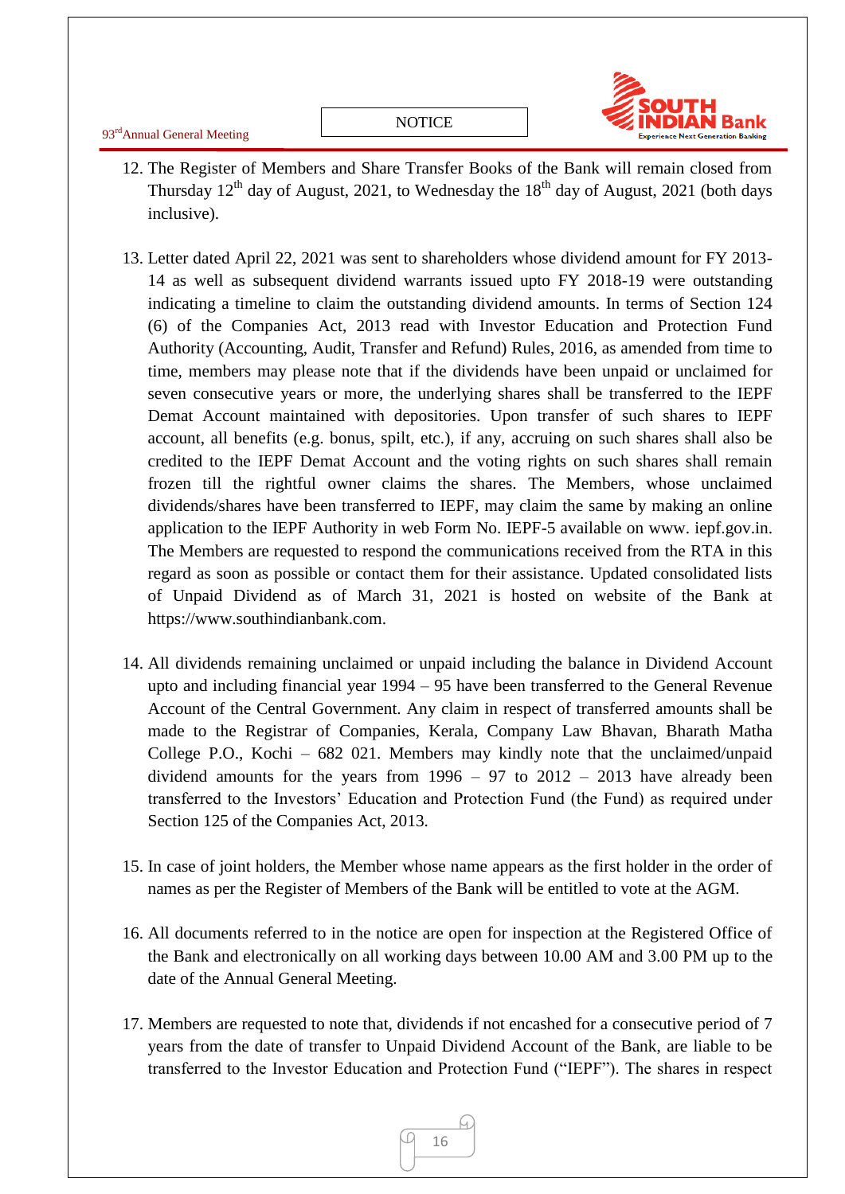12. The Register of Members and Share Transfer Books of the Bank will remain closed from Thursday 12th day of August, 2021, to Wednesday the 18th day of August, 2021 (both days inclusive).

13. Letter dated April 22, 2021 was sent to shareholders whose dividend amount for FY 2013-14 as well as subsequent dividend warrants issued upto FY 2018-19 were outstanding indicating a timeline to claim the outstanding dividend amounts. In terms of Section 124 (6) of the Companies Act, 2013 read with Investor Education and Protection Fund Authority (Accounting, Audit, Transfer and Refund) Rules, 2016, as amended from time to time, members may please note that if the dividends have been unpaid or unclaimed for seven consecutive years or more, the underlying shares shall be transferred to the IEPF Demat Account maintained with depositories. Upon transfer of such shares to IEPF account, all benefits (e.g. bonus, spilt, etc.), if any, accruing on such shares shall also be credited to the IEPF Demat Account and the voting rights on such shares shall remain frozen till the rightful owner claims the shares. The Members, whose unclaimed dividends/shares have been transferred to IEPF, may claim the same by making an online application to the IEPF Authority in web Form No. IEPF-5 available on www. iepf.gov.in. The Members are requested to respond the communications received from the RTA in this regard as soon as possible or contact them for their assistance. Updated consolidated lists of Unpaid Dividend as of March 31, 2021 is hosted on website of the Bank at https://www.southindianbank.com.

14. All dividends remaining unclaimed or unpaid including the balance in Dividend Account upto and including financial year 1994 – 95 have been transferred to the General Revenue Account of the Central Government. Any claim in respect of transferred amounts shall be made to the Registrar of Companies, Kerala, Company Law Bhavan, Bharath Matha College P.O., Kochi – 682 021. Members may kindly note that the unclaimed/unpaid dividend amounts for the years from 1996 – 97 to 2012 – 2013 have already been transferred to the Investors' Education and Protection Fund (the Fund) as required under Section 125 of the Companies Act, 2013.

15. In case of joint holders, the Member whose name appears as the first holder in the order of names as per the Register of Members of the Bank will be entitled to vote at the AGM.

16. All documents referred to in the notice are open for inspection at the Registered Office of the Bank and electronically on all working days between 10.00 AM and 3.00 PM up to the date of the Annual General Meeting.

17. Members are requested to note that, dividends if not encashed for a consecutive period of 7 years from the date of transfer to Unpaid Dividend Account of the Bank, are liable to be transferred to the Investor Education and Protection Fund ("IEPF"). The shares in respect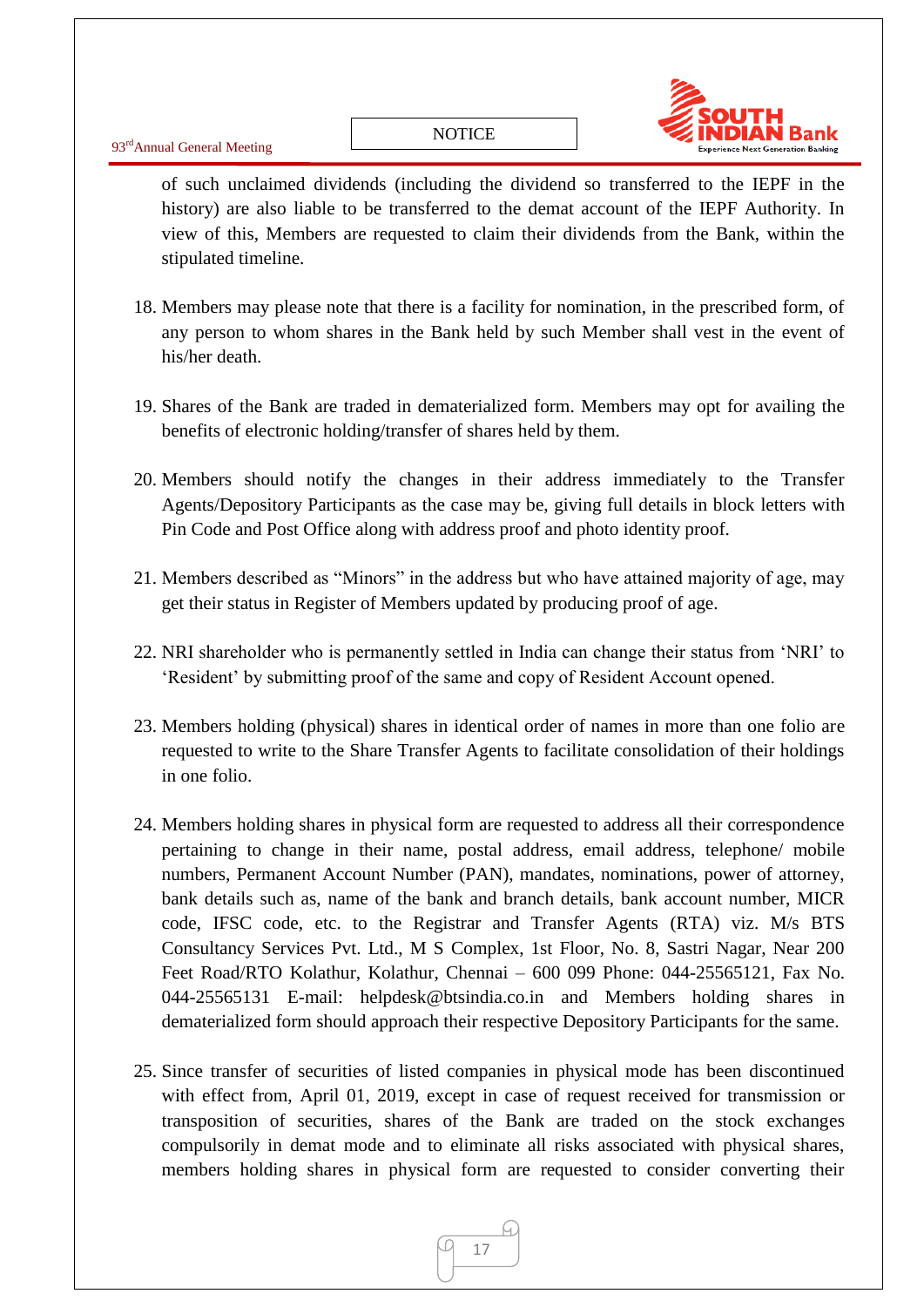of such unclaimed dividends (including the dividend so transferred to the IEPF in the history) are also liable to be transferred to the demat account of the IEPF Authority. In view of this, Members are requested to claim their dividends from the Bank, within the stipulated timeline.

18. Members may please note that there is a facility for nomination, in the prescribed form, of any person to whom shares in the Bank held by such Member shall vest in the event of his/her death.

19. Shares of the Bank are traded in dematerialized form. Members may opt for availing the benefits of electronic holding/transfer of shares held by them.

20. Members should notify the changes in their address immediately to the Transfer Agents/Depository Participants as the case may be, giving full details in block letters with Pin Code and Post Office along with address proof and photo identity proof.

21. Members described as "Minors" in the address but who have attained majority of age, may get their status in Register of Members updated by producing proof of age.

22. NRI shareholder who is permanently settled in India can change their status from 'NRI' to 'Resident' by submitting proof of the same and copy of Resident Account opened.

23. Members holding (physical) shares in identical order of names in more than one folio are requested to write to the Share Transfer Agents to facilitate consolidation of their holdings in one folio.

24. Members holding shares in physical form are requested to address all their correspondence pertaining to change in their name, postal address, email address, telephone/ mobile numbers, Permanent Account Number (PAN), mandates, nominations, power of attorney, bank details such as, name of the bank and branch details, bank account number, MICR code, IFSC code, etc. to the Registrar and Transfer Agents (RTA) viz. M/s BTS Consultancy Services Pvt. Ltd., M S Complex, 1st Floor, No. 8, Sastri Nagar, Near 200 Feet Road/RTO Kolathur, Kolathur, Chennai – 600 099 Phone: 044-25565121, Fax No. 044-25565131 E-mail: helpdesk@btsindia.co.in and Members holding shares in dematerialized form should approach their respective Depository Participants for the same.

25. Since transfer of securities of listed companies in physical mode has been discontinued with effect from, April 01, 2019, except in case of request received for transmission or transposition of securities, shares of the Bank are traded on the stock exchanges compulsorily in demat mode and to eliminate all risks associated with physical shares, members holding shares in physical form are requested to consider converting their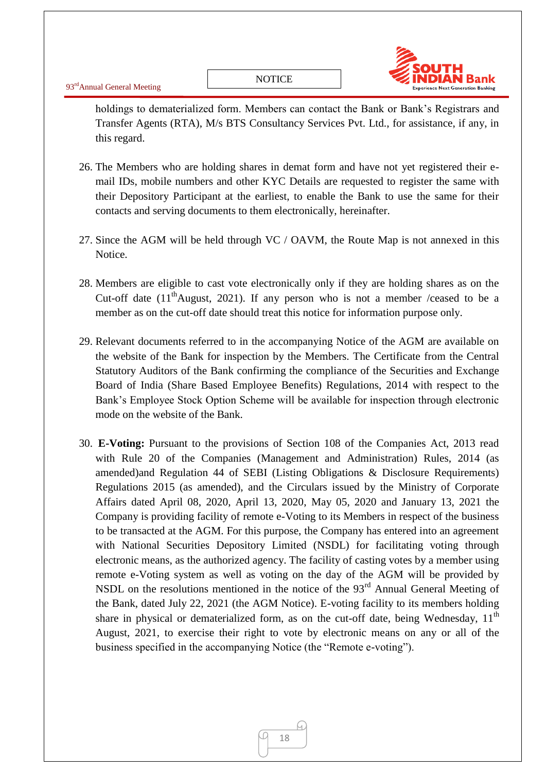holdings to dematerialized form. Members can contact the Bank or Bank's Registrars and Transfer Agents (RTA), M/s BTS Consultancy Services Pvt. Ltd., for assistance, if any, in this regard.

26. The Members who are holding shares in demat form and have not yet registered their e-mail IDs, mobile numbers and other KYC Details are requested to register the same with their Depository Participant at the earliest, to enable the Bank to use the same for their contacts and serving documents to them electronically, hereinafter.

27. Since the AGM will be held through VC / OAVM, the Route Map is not annexed in this Notice.

28. Members are eligible to cast vote electronically only if they are holding shares as on the Cut-off date (11th August, 2021). If any person who is not a member /ceased to be a member as on the cut-off date should treat this notice for information purpose only.

29. Relevant documents referred to in the accompanying Notice of the AGM are available on the website of the Bank for inspection by the Members. The Certificate from the Central Statutory Auditors of the Bank confirming the compliance of the Securities and Exchange Board of India (Share Based Employee Benefits) Regulations, 2014 with respect to the Bank's Employee Stock Option Scheme will be available for inspection through electronic mode on the website of the Bank.

30. **E-Voting:** Pursuant to the provisions of Section 108 of the Companies Act, 2013 read with Rule 20 of the Companies (Management and Administration) Rules, 2014 (as amended)and Regulation 44 of SEBI (Listing Obligations & Disclosure Requirements) Regulations 2015 (as amended), and the Circulars issued by the Ministry of Corporate Affairs dated April 08, 2020, April 13, 2020, May 05, 2020 and January 13, 2021 the Company is providing facility of remote e-Voting to its Members in respect of the business to be transacted at the AGM. For this purpose, the Company has entered into an agreement with National Securities Depository Limited (NSDL) for facilitating voting through electronic means, as the authorized agency. The facility of casting votes by a member using remote e-Voting system as well as voting on the day of the AGM will be provided by NSDL on the resolutions mentioned in the notice of the 93rd Annual General Meeting of the Bank, dated July 22, 2021 (the AGM Notice). E-voting facility to its members holding share in physical or dematerialized form, as on the cut-off date, being Wednesday, 11th August, 2021, to exercise their right to vote by electronic means on any or all of the business specified in the accompanying Notice (the "Remote e-voting").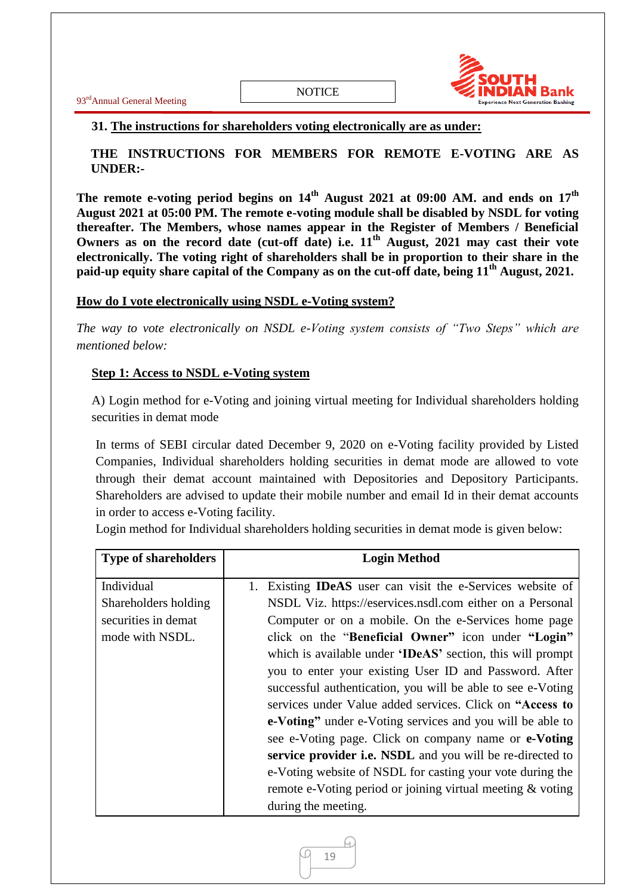**31. The instructions for shareholders voting electronically are as under:**

**THE INSTRUCTIONS FOR MEMBERS FOR REMOTE E-VOTING ARE AS UNDER:-**

**The remote e-voting period begins on 14th August 2021 at 09:00 AM. and ends on 17th August 2021 at 05:00 PM. The remote e-voting module shall be disabled by NSDL for voting thereafter. The Members, whose names appear in the Register of Members / Beneficial Owners as on the record date (cut-off date) i.e. 11th August, 2021 may cast their vote electronically. The voting right of shareholders shall be in proportion to their share in the paid-up equity share capital of the Company as on the cut-off date, being 11th August, 2021.**

**How do I vote electronically using NSDL e-Voting system?**

*The way to vote electronically on NSDL e-Voting system consists of "Two Steps" which are mentioned below:*

**Step 1: Access to NSDL e-Voting system**

A) Login method for e-Voting and joining virtual meeting for Individual shareholders holding securities in demat mode

In terms of SEBI circular dated December 9, 2020 on e-Voting facility provided by Listed Companies, Individual shareholders holding securities in demat mode are allowed to vote through their demat account maintained with Depositories and Depository Participants. Shareholders are advised to update their mobile number and email Id in their demat accounts in order to access e-Voting facility.

Login method for Individual shareholders holding securities in demat mode is given below:

| Type of shareholders | Login Method |
|---|---|
| Individual Shareholders holding securities in demat mode with NSDL. | 1. Existing **IDeAS** user can visit the e-Services website of NSDL Viz. https://eservices.nsdl.com either on a Personal Computer or on a mobile. On the e-Services home page click on the "**Beneficial Owner"** icon under **"Login"** which is available under **'IDeAS'** section, this will prompt you to enter your existing User ID and Password. After successful authentication, you will be able to see e-Voting services under Value added services. Click on **"Access to e-Voting"** under e-Voting services and you will be able to see e-Voting page. Click on company name or **e-Voting service provider i.e. NSDL** and you will be re-directed to e-Voting website of NSDL for casting your vote during the remote e-Voting period or joining virtual meeting & voting during the meeting. |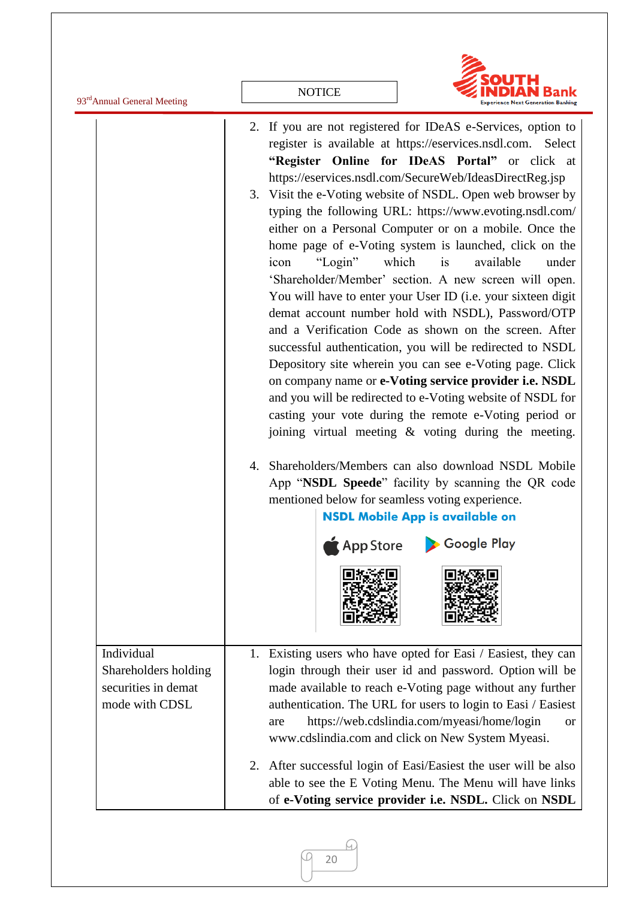| | |
|---|---|
| | 2. If you are not registered for IDeAS e-Services, option to register is available at https://eservices.nsdl.com. Select **"Register Online for IDeAS Portal"** or click at https://eservices.nsdl.com/SecureWeb/IdeasDirectReg.jsp<br>3. Visit the e-Voting website of NSDL. Open web browser by typing the following URL: https://www.evoting.nsdl.com/ either on a Personal Computer or on a mobile. Once the home page of e-Voting system is launched, click on the icon "Login" which is available under 'Shareholder/Member' section. A new screen will open. You will have to enter your User ID (i.e. your sixteen digit demat account number hold with NSDL), Password/OTP and a Verification Code as shown on the screen. After successful authentication, you will be redirected to NSDL Depository site wherein you can see e-Voting page. Click on company name or **e-Voting service provider i.e. NSDL** and you will be redirected to e-Voting website of NSDL for casting your vote during the remote e-Voting period or joining virtual meeting & voting during the meeting.<br>4. Shareholders/Members can also download NSDL Mobile App "**NSDL Speede**" facility by scanning the QR code mentioned below for seamless voting experience.<br>**NSDL Mobile App is available on**<br>App Store Google Play |
| Individual Shareholders holding securities in demat mode with CDSL | 1. Existing users who have opted for Easi / Easiest, they can login through their user id and password. Option will be made available to reach e-Voting page without any further authentication. The URL for users to login to Easi / Easiest are https://web.cdslindia.com/myeasi/home/login or www.cdslindia.com and click on New System Myeasi.<br>2. After successful login of Easi/Easiest the user will be also able to see the E Voting Menu. The Menu will have links of **e-Voting service provider i.e. NSDL.** Click on **NSDL** |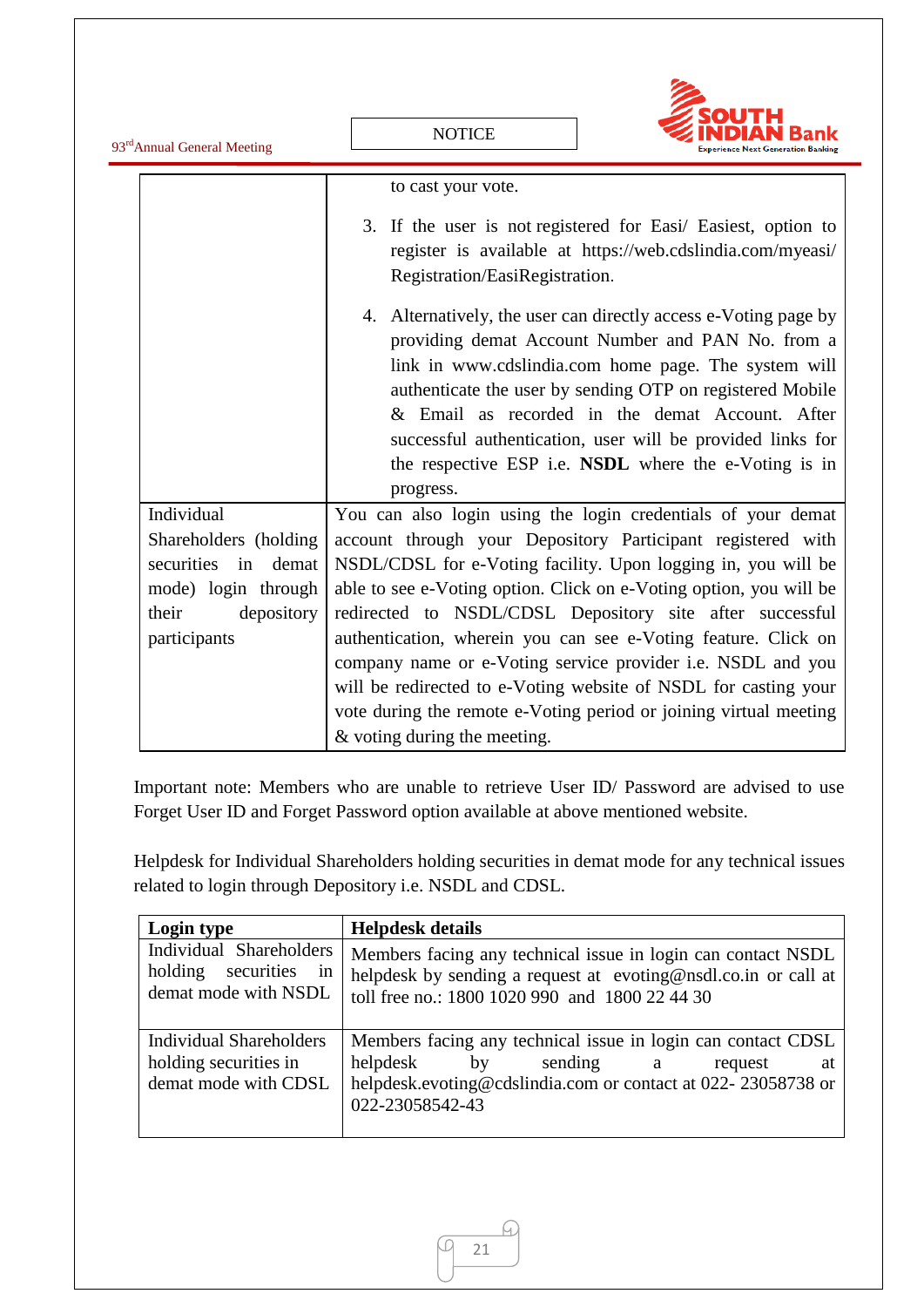| | |
|---|---|
| | to cast your vote.<br><br>3. If the user is not registered for Easi/ Easiest, option to register is available at https://web.cdslindia.com/myeasi/ Registration/EasiRegistration.<br><br>4. Alternatively, the user can directly access e-Voting page by providing demat Account Number and PAN No. from a link in www.cdslindia.com home page. The system will authenticate the user by sending OTP on registered Mobile & Email as recorded in the demat Account. After successful authentication, user will be provided links for the respective ESP i.e. **NSDL** where the e-Voting is in progress. |
| Individual Shareholders (holding securities in demat mode) login through their depository participants | You can also login using the login credentials of your demat account through your Depository Participant registered with NSDL/CDSL for e-Voting facility. Upon logging in, you will be able to see e-Voting option. Click on e-Voting option, you will be redirected to NSDL/CDSL Depository site after successful authentication, wherein you can see e-Voting feature. Click on company name or e-Voting service provider i.e. NSDL and you will be redirected to e-Voting website of NSDL for casting your vote during the remote e-Voting period or joining virtual meeting & voting during the meeting. |

Important note: Members who are unable to retrieve User ID/ Password are advised to use Forget User ID and Forget Password option available at above mentioned website.

Helpdesk for Individual Shareholders holding securities in demat mode for any technical issues related to login through Depository i.e. NSDL and CDSL.

| **Login type** | **Helpdesk details** |
|---|---|
| Individual Shareholders holding securities in demat mode with NSDL | Members facing any technical issue in login can contact NSDL helpdesk by sending a request at evoting@nsdl.co.in or call at toll free no.: 1800 1020 990 and 1800 22 44 30 |
| Individual Shareholders holding securities in demat mode with CDSL | Members facing any technical issue in login can contact CDSL helpdesk by sending a request at helpdesk.evoting@cdslindia.com or contact at 022- 23058738 or 022-23058542-43 |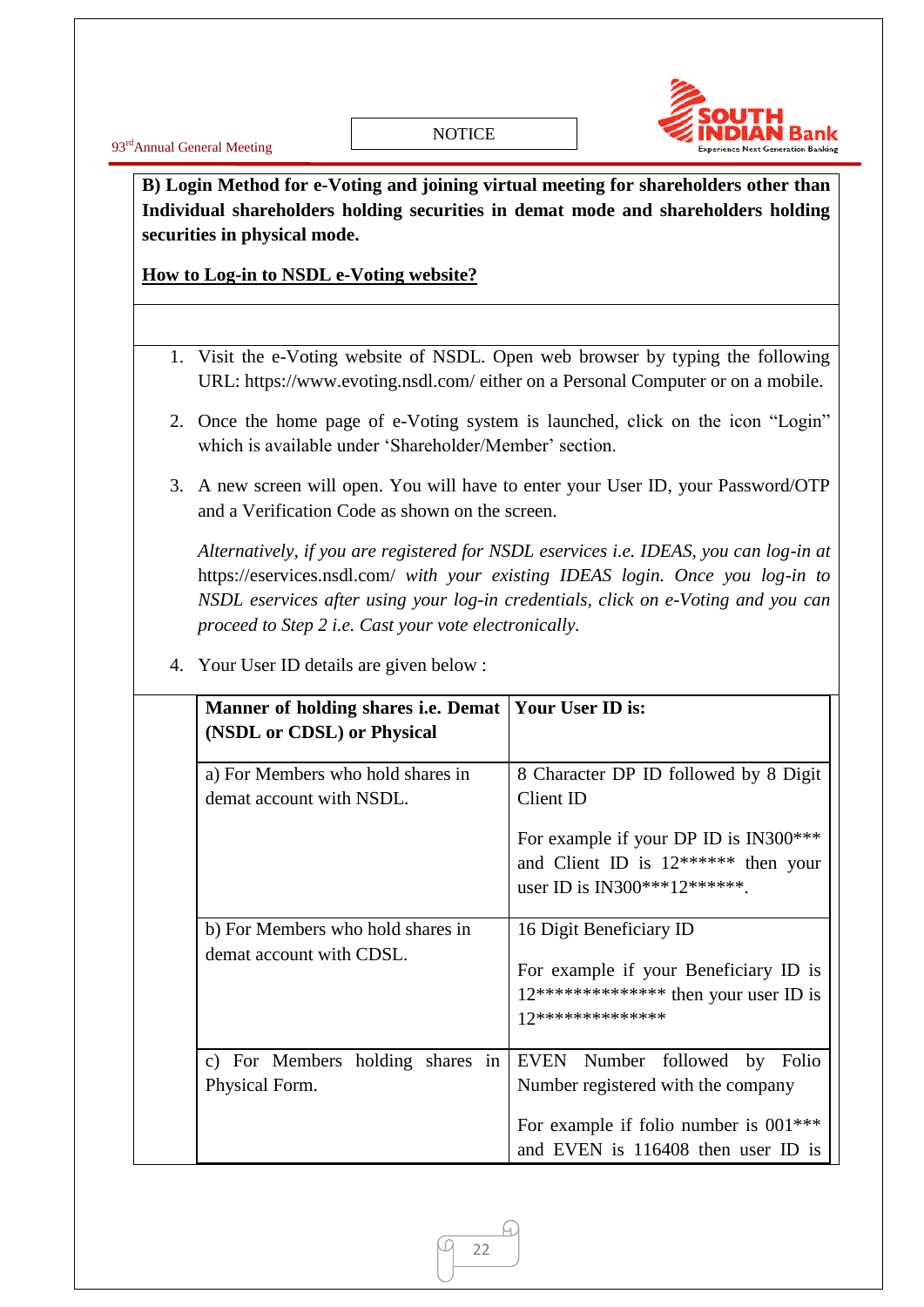**B) Login Method for e-Voting and joining virtual meeting for shareholders other than Individual shareholders holding securities in demat mode and shareholders holding securities in physical mode.**

**How to Log-in to NSDL e-Voting website?**

1. Visit the e-Voting website of NSDL. Open web browser by typing the following URL: https://www.evoting.nsdl.com/ either on a Personal Computer or on a mobile.

2. Once the home page of e-Voting system is launched, click on the icon "Login" which is available under 'Shareholder/Member' section.

3. A new screen will open. You will have to enter your User ID, your Password/OTP and a Verification Code as shown on the screen.

   *Alternatively, if you are registered for NSDL eservices i.e. IDEAS, you can log-in at* https://eservices.nsdl.com/ *with your existing IDEAS login. Once you log-in to NSDL eservices after using your log-in credentials, click on e-Voting and you can proceed to Step 2 i.e. Cast your vote electronically.*

4. Your User ID details are given below :

| Manner of holding shares i.e. Demat (NSDL or CDSL) or Physical | Your User ID is: |
|---|---|
| a) For Members who hold shares in demat account with NSDL. | 8 Character DP ID followed by 8 Digit Client ID<br><br>For example if your DP ID is IN300*** and Client ID is 12****** then your user ID is IN300***12******. |
| b) For Members who hold shares in demat account with CDSL. | 16 Digit Beneficiary ID<br><br>For example if your Beneficiary ID is 12************** then your user ID is 12************** |
| c) For Members holding shares in Physical Form. | EVEN Number followed by Folio Number registered with the company<br><br>For example if folio number is 001*** and EVEN is 116408 then user ID is |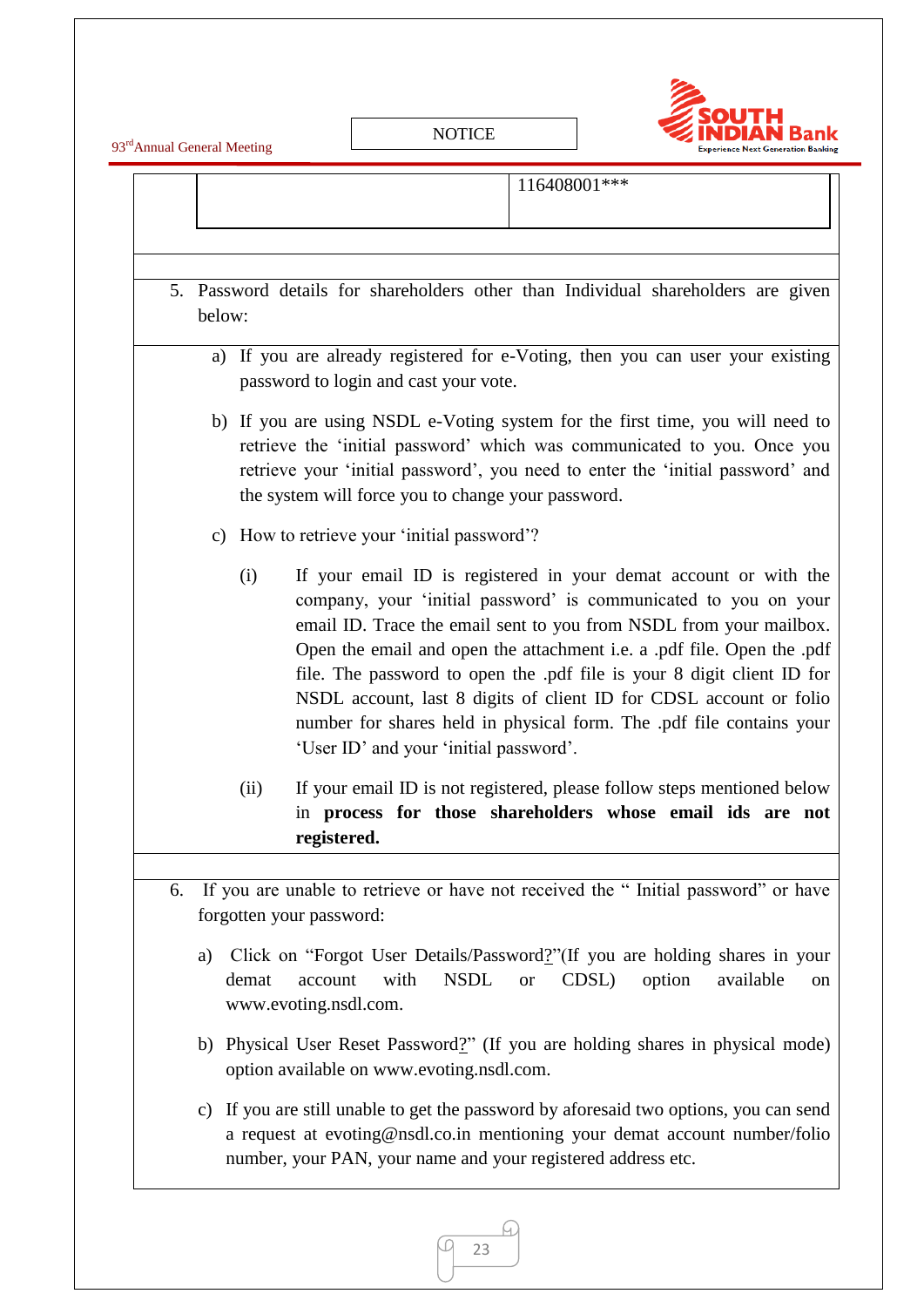| | 116408001*** |
|---|---|

5. Password details for shareholders other than Individual shareholders are given below:

   a) If you are already registered for e-Voting, then you can user your existing password to login and cast your vote.

   b) If you are using NSDL e-Voting system for the first time, you will need to retrieve the 'initial password' which was communicated to you. Once you retrieve your 'initial password', you need to enter the 'initial password' and the system will force you to change your password.

   c) How to retrieve your 'initial password'?

      (i) If your email ID is registered in your demat account or with the company, your 'initial password' is communicated to you on your email ID. Trace the email sent to you from NSDL from your mailbox. Open the email and open the attachment i.e. a .pdf file. Open the .pdf file. The password to open the .pdf file is your 8 digit client ID for NSDL account, last 8 digits of client ID for CDSL account or folio number for shares held in physical form. The .pdf file contains your 'User ID' and your 'initial password'.

      (ii) If your email ID is not registered, please follow steps mentioned below in **process for those shareholders whose email ids are not registered.**

6. If you are unable to retrieve or have not received the " Initial password" or have forgotten your password:

   a) Click on "Forgot User Details/Password?"(If you are holding shares in your demat account with NSDL or CDSL) option available on www.evoting.nsdl.com.

   b) Physical User Reset Password?" (If you are holding shares in physical mode) option available on www.evoting.nsdl.com.

   c) If you are still unable to get the password by aforesaid two options, you can send a request at evoting@nsdl.co.in mentioning your demat account number/folio number, your PAN, your name and your registered address etc.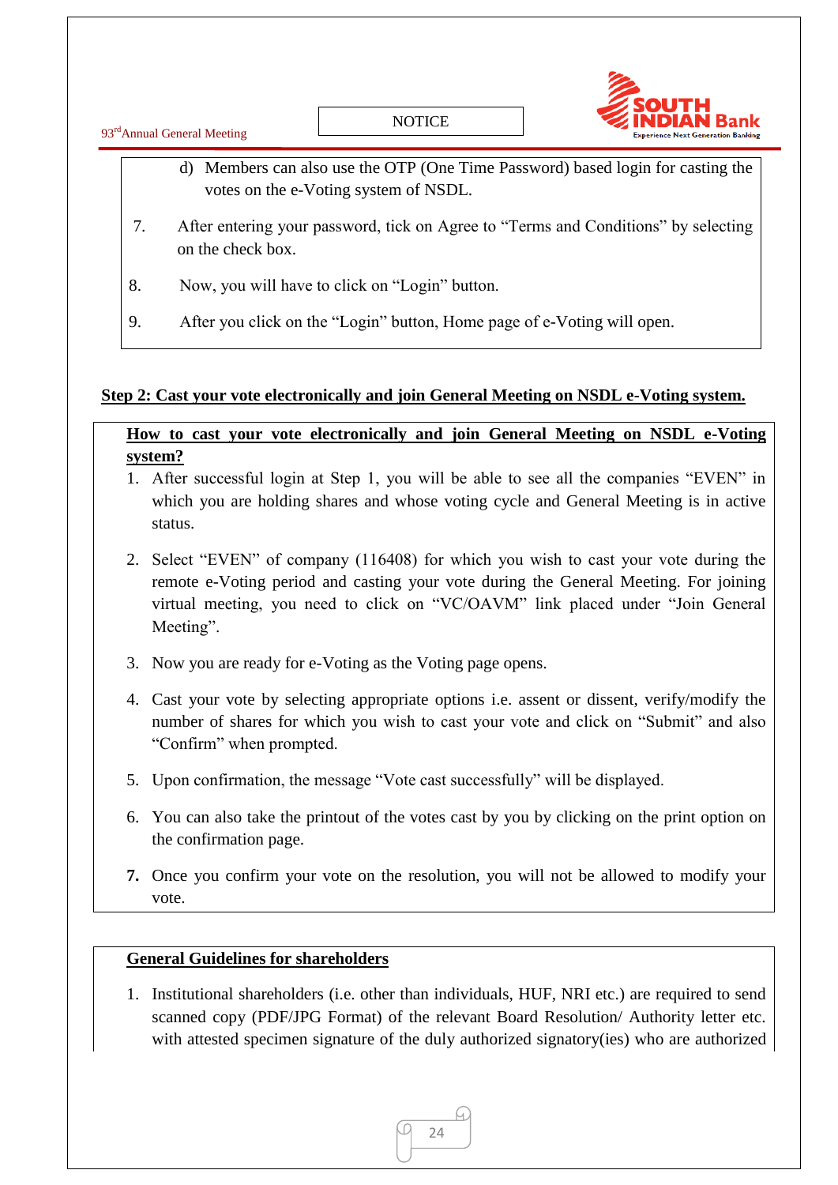d) Members can also use the OTP (One Time Password) based login for casting the votes on the e-Voting system of NSDL.

7. After entering your password, tick on Agree to "Terms and Conditions" by selecting on the check box.

8. Now, you will have to click on "Login" button.

9. After you click on the "Login" button, Home page of e-Voting will open.

**Step 2: Cast your vote electronically and join General Meeting on NSDL e-Voting system.**

**How to cast your vote electronically and join General Meeting on NSDL e-Voting system?**

1. After successful login at Step 1, you will be able to see all the companies "EVEN" in which you are holding shares and whose voting cycle and General Meeting is in active status.

2. Select "EVEN" of company (116408) for which you wish to cast your vote during the remote e-Voting period and casting your vote during the General Meeting. For joining virtual meeting, you need to click on "VC/OAVM" link placed under "Join General Meeting".

3. Now you are ready for e-Voting as the Voting page opens.

4. Cast your vote by selecting appropriate options i.e. assent or dissent, verify/modify the number of shares for which you wish to cast your vote and click on "Submit" and also "Confirm" when prompted.

5. Upon confirmation, the message "Vote cast successfully" will be displayed.

6. You can also take the printout of the votes cast by you by clicking on the print option on the confirmation page.

7. Once you confirm your vote on the resolution, you will not be allowed to modify your vote.

**General Guidelines for shareholders**

1. Institutional shareholders (i.e. other than individuals, HUF, NRI etc.) are required to send scanned copy (PDF/JPG Format) of the relevant Board Resolution/ Authority letter etc. with attested specimen signature of the duly authorized signatory(ies) who are authorized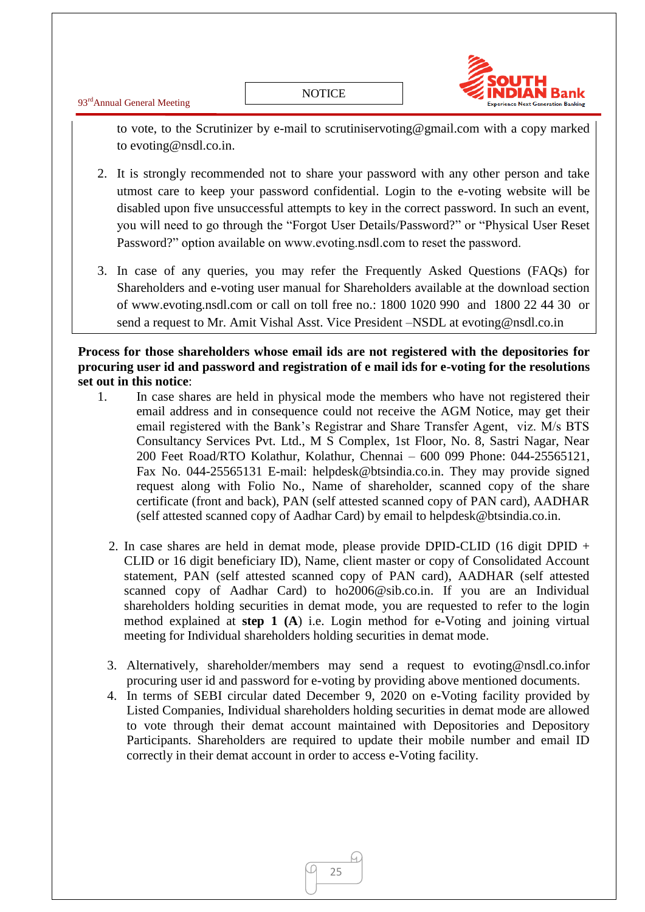to vote, to the Scrutinizer by e-mail to scrutiniservoting@gmail.com with a copy marked to evoting@nsdl.co.in.

2. It is strongly recommended not to share your password with any other person and take utmost care to keep your password confidential. Login to the e-voting website will be disabled upon five unsuccessful attempts to key in the correct password. In such an event, you will need to go through the "Forgot User Details/Password?" or "Physical User Reset Password?" option available on www.evoting.nsdl.com to reset the password.

3. In case of any queries, you may refer the Frequently Asked Questions (FAQs) for Shareholders and e-voting user manual for Shareholders available at the download section of www.evoting.nsdl.com or call on toll free no.: 1800 1020 990 and 1800 22 44 30 or send a request to Mr. Amit Vishal Asst. Vice President –NSDL at evoting@nsdl.co.in

**Process for those shareholders whose email ids are not registered with the depositories for procuring user id and password and registration of e mail ids for e-voting for the resolutions set out in this notice**:

1. In case shares are held in physical mode the members who have not registered their email address and in consequence could not receive the AGM Notice, may get their email registered with the Bank's Registrar and Share Transfer Agent, viz. M/s BTS Consultancy Services Pvt. Ltd., M S Complex, 1st Floor, No. 8, Sastri Nagar, Near 200 Feet Road/RTO Kolathur, Kolathur, Chennai – 600 099 Phone: 044-25565121, Fax No. 044-25565131 E-mail: helpdesk@btsindia.co.in. They may provide signed request along with Folio No., Name of shareholder, scanned copy of the share certificate (front and back), PAN (self attested scanned copy of PAN card), AADHAR (self attested scanned copy of Aadhar Card) by email to helpdesk@btsindia.co.in.

2. In case shares are held in demat mode, please provide DPID-CLID (16 digit DPID + CLID or 16 digit beneficiary ID), Name, client master or copy of Consolidated Account statement, PAN (self attested scanned copy of PAN card), AADHAR (self attested scanned copy of Aadhar Card) to ho2006@sib.co.in. If you are an Individual shareholders holding securities in demat mode, you are requested to refer to the login method explained at **step 1 (A**) i.e. Login method for e-Voting and joining virtual meeting for Individual shareholders holding securities in demat mode.

3. Alternatively, shareholder/members may send a request to evoting@nsdl.co.infor procuring user id and password for e-voting by providing above mentioned documents.

4. In terms of SEBI circular dated December 9, 2020 on e-Voting facility provided by Listed Companies, Individual shareholders holding securities in demat mode are allowed to vote through their demat account maintained with Depositories and Depository Participants. Shareholders are required to update their mobile number and email ID correctly in their demat account in order to access e-Voting facility.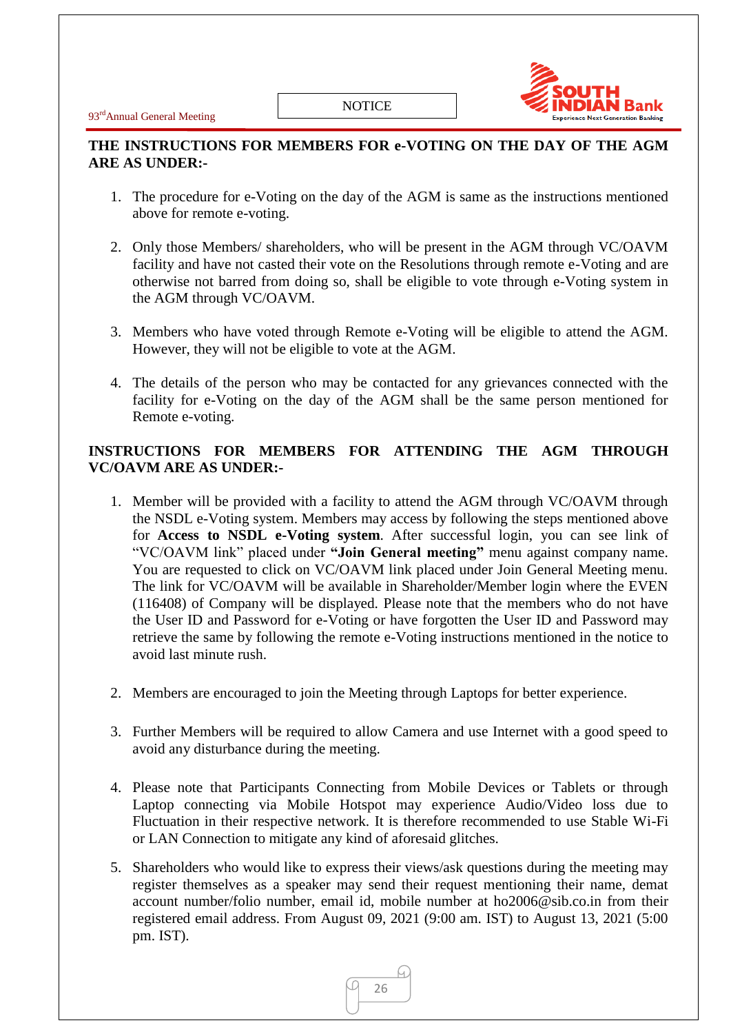**THE INSTRUCTIONS FOR MEMBERS FOR e-VOTING ON THE DAY OF THE AGM ARE AS UNDER:-**

1. The procedure for e-Voting on the day of the AGM is same as the instructions mentioned above for remote e-voting.

2. Only those Members/ shareholders, who will be present in the AGM through VC/OAVM facility and have not casted their vote on the Resolutions through remote e-Voting and are otherwise not barred from doing so, shall be eligible to vote through e-Voting system in the AGM through VC/OAVM.

3. Members who have voted through Remote e-Voting will be eligible to attend the AGM. However, they will not be eligible to vote at the AGM.

4. The details of the person who may be contacted for any grievances connected with the facility for e-Voting on the day of the AGM shall be the same person mentioned for Remote e-voting.

**INSTRUCTIONS FOR MEMBERS FOR ATTENDING THE AGM THROUGH VC/OAVM ARE AS UNDER:-**

1. Member will be provided with a facility to attend the AGM through VC/OAVM through the NSDL e-Voting system. Members may access by following the steps mentioned above for **Access to NSDL e-Voting system**. After successful login, you can see link of "VC/OAVM link" placed under **"Join General meeting"** menu against company name. You are requested to click on VC/OAVM link placed under Join General Meeting menu. The link for VC/OAVM will be available in Shareholder/Member login where the EVEN (116408) of Company will be displayed. Please note that the members who do not have the User ID and Password for e-Voting or have forgotten the User ID and Password may retrieve the same by following the remote e-Voting instructions mentioned in the notice to avoid last minute rush.

2. Members are encouraged to join the Meeting through Laptops for better experience.

3. Further Members will be required to allow Camera and use Internet with a good speed to avoid any disturbance during the meeting.

4. Please note that Participants Connecting from Mobile Devices or Tablets or through Laptop connecting via Mobile Hotspot may experience Audio/Video loss due to Fluctuation in their respective network. It is therefore recommended to use Stable Wi-Fi or LAN Connection to mitigate any kind of aforesaid glitches.

5. Shareholders who would like to express their views/ask questions during the meeting may register themselves as a speaker may send their request mentioning their name, demat account number/folio number, email id, mobile number at ho2006@sib.co.in from their registered email address. From August 09, 2021 (9:00 am. IST) to August 13, 2021 (5:00 pm. IST).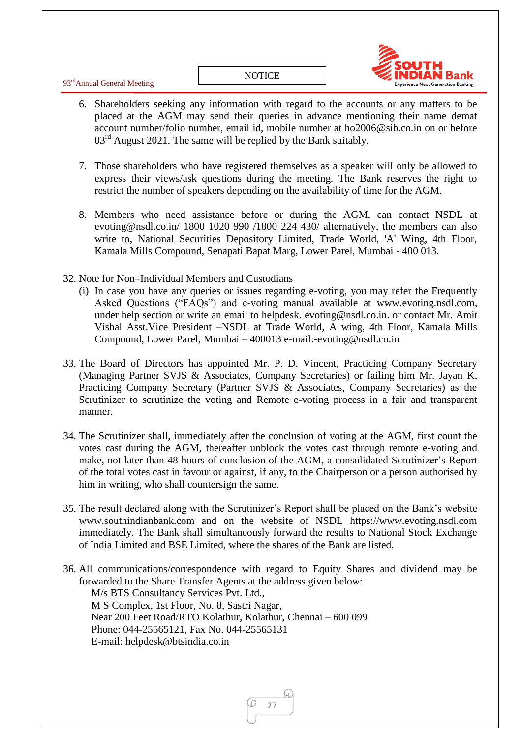6. Shareholders seeking any information with regard to the accounts or any matters to be placed at the AGM may send their queries in advance mentioning their name demat account number/folio number, email id, mobile number at ho2006@sib.co.in on or before 03rd August 2021. The same will be replied by the Bank suitably.

7. Those shareholders who have registered themselves as a speaker will only be allowed to express their views/ask questions during the meeting. The Bank reserves the right to restrict the number of speakers depending on the availability of time for the AGM.

8. Members who need assistance before or during the AGM, can contact NSDL at evoting@nsdl.co.in/ 1800 1020 990 /1800 224 430/ alternatively, the members can also write to, National Securities Depository Limited, Trade World, 'A' Wing, 4th Floor, Kamala Mills Compound, Senapati Bapat Marg, Lower Parel, Mumbai - 400 013.

32. Note for Non–Individual Members and Custodians
    (i) In case you have any queries or issues regarding e-voting, you may refer the Frequently Asked Questions ("FAQs") and e-voting manual available at www.evoting.nsdl.com, under help section or write an email to helpdesk. evoting@nsdl.co.in. or contact Mr. Amit Vishal Asst.Vice President –NSDL at Trade World, A wing, 4th Floor, Kamala Mills Compound, Lower Parel, Mumbai – 400013 e-mail:-evoting@nsdl.co.in

33. The Board of Directors has appointed Mr. P. D. Vincent, Practicing Company Secretary (Managing Partner SVJS & Associates, Company Secretaries) or failing him Mr. Jayan K, Practicing Company Secretary (Partner SVJS & Associates, Company Secretaries) as the Scrutinizer to scrutinize the voting and Remote e-voting process in a fair and transparent manner.

34. The Scrutinizer shall, immediately after the conclusion of voting at the AGM, first count the votes cast during the AGM, thereafter unblock the votes cast through remote e-voting and make, not later than 48 hours of conclusion of the AGM, a consolidated Scrutinizer's Report of the total votes cast in favour or against, if any, to the Chairperson or a person authorised by him in writing, who shall countersign the same.

35. The result declared along with the Scrutinizer's Report shall be placed on the Bank's website www.southindianbank.com and on the website of NSDL https://www.evoting.nsdl.com immediately. The Bank shall simultaneously forward the results to National Stock Exchange of India Limited and BSE Limited, where the shares of the Bank are listed.

36. All communications/correspondence with regard to Equity Shares and dividend may be forwarded to the Share Transfer Agents at the address given below:
    M/s BTS Consultancy Services Pvt. Ltd.,
    M S Complex, 1st Floor, No. 8, Sastri Nagar,
    Near 200 Feet Road/RTO Kolathur, Kolathur, Chennai – 600 099
    Phone: 044-25565121, Fax No. 044-25565131
    E-mail: helpdesk@btsindia.co.in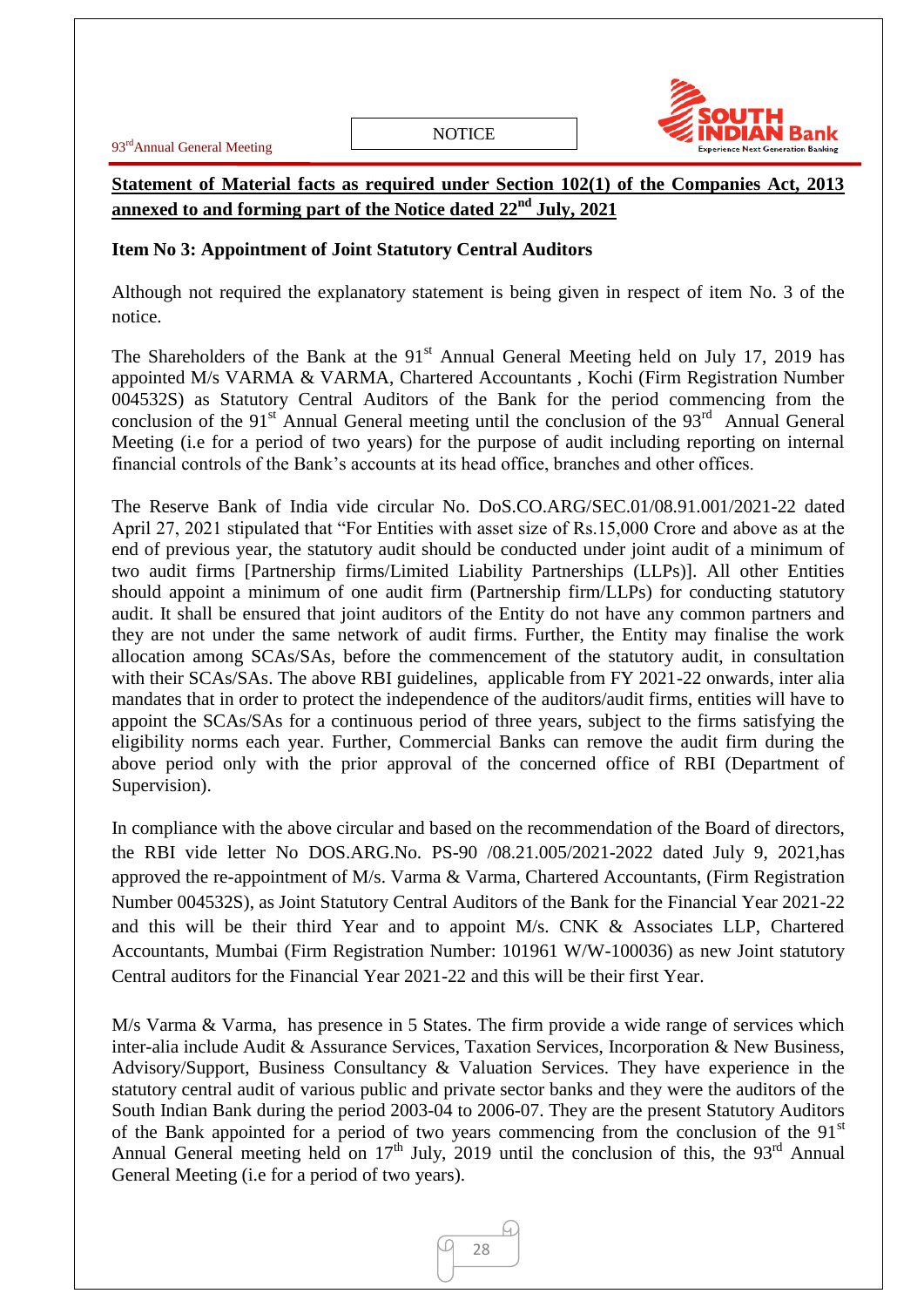**Statement of Material facts as required under Section 102(1) of the Companies Act, 2013 annexed to and forming part of the Notice dated 22nd July, 2021**

**Item No 3: Appointment of Joint Statutory Central Auditors**

Although not required the explanatory statement is being given in respect of item No. 3 of the notice.

The Shareholders of the Bank at the 91st Annual General Meeting held on July 17, 2019 has appointed M/s VARMA & VARMA, Chartered Accountants , Kochi (Firm Registration Number 004532S) as Statutory Central Auditors of the Bank for the period commencing from the conclusion of the 91st Annual General meeting until the conclusion of the 93rd Annual General Meeting (i.e for a period of two years) for the purpose of audit including reporting on internal financial controls of the Bank's accounts at its head office, branches and other offices.

The Reserve Bank of India vide circular No. DoS.CO.ARG/SEC.01/08.91.001/2021-22 dated April 27, 2021 stipulated that "For Entities with asset size of Rs.15,000 Crore and above as at the end of previous year, the statutory audit should be conducted under joint audit of a minimum of two audit firms [Partnership firms/Limited Liability Partnerships (LLPs)]. All other Entities should appoint a minimum of one audit firm (Partnership firm/LLPs) for conducting statutory audit. It shall be ensured that joint auditors of the Entity do not have any common partners and they are not under the same network of audit firms. Further, the Entity may finalise the work allocation among SCAs/SAs, before the commencement of the statutory audit, in consultation with their SCAs/SAs. The above RBI guidelines, applicable from FY 2021-22 onwards, inter alia mandates that in order to protect the independence of the auditors/audit firms, entities will have to appoint the SCAs/SAs for a continuous period of three years, subject to the firms satisfying the eligibility norms each year. Further, Commercial Banks can remove the audit firm during the above period only with the prior approval of the concerned office of RBI (Department of Supervision).

In compliance with the above circular and based on the recommendation of the Board of directors, the RBI vide letter No DOS.ARG.No. PS-90 /08.21.005/2021-2022 dated July 9, 2021,has approved the re-appointment of M/s. Varma & Varma, Chartered Accountants, (Firm Registration Number 004532S), as Joint Statutory Central Auditors of the Bank for the Financial Year 2021-22 and this will be their third Year and to appoint M/s. CNK & Associates LLP, Chartered Accountants, Mumbai (Firm Registration Number: 101961 W/W-100036) as new Joint statutory Central auditors for the Financial Year 2021-22 and this will be their first Year.

M/s Varma & Varma, has presence in 5 States. The firm provide a wide range of services which inter-alia include Audit & Assurance Services, Taxation Services, Incorporation & New Business, Advisory/Support, Business Consultancy & Valuation Services. They have experience in the statutory central audit of various public and private sector banks and they were the auditors of the South Indian Bank during the period 2003-04 to 2006-07. They are the present Statutory Auditors of the Bank appointed for a period of two years commencing from the conclusion of the 91st Annual General meeting held on 17th July, 2019 until the conclusion of this, the 93rd Annual General Meeting (i.e for a period of two years).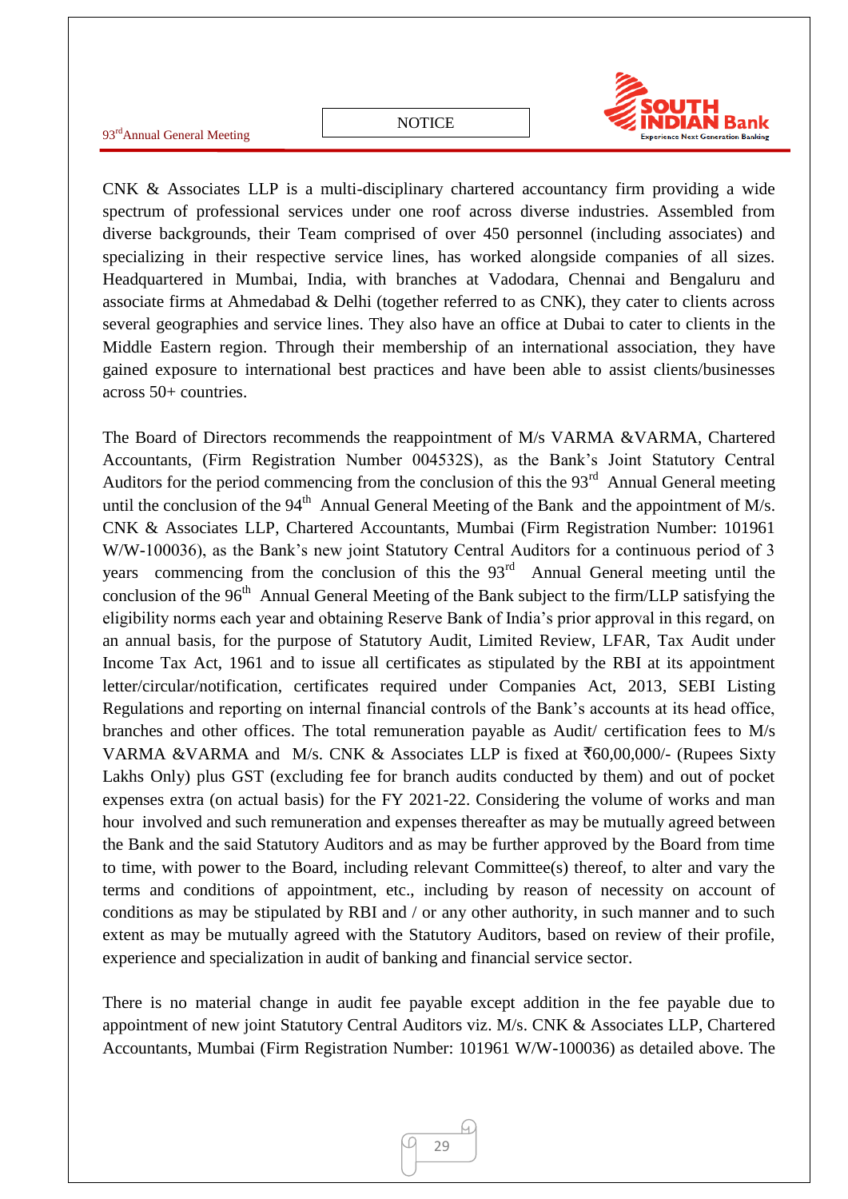CNK & Associates LLP is a multi-disciplinary chartered accountancy firm providing a wide spectrum of professional services under one roof across diverse industries. Assembled from diverse backgrounds, their Team comprised of over 450 personnel (including associates) and specializing in their respective service lines, has worked alongside companies of all sizes. Headquartered in Mumbai, India, with branches at Vadodara, Chennai and Bengaluru and associate firms at Ahmedabad & Delhi (together referred to as CNK), they cater to clients across several geographies and service lines. They also have an office at Dubai to cater to clients in the Middle Eastern region. Through their membership of an international association, they have gained exposure to international best practices and have been able to assist clients/businesses across 50+ countries.

The Board of Directors recommends the reappointment of M/s VARMA &VARMA, Chartered Accountants, (Firm Registration Number 004532S), as the Bank's Joint Statutory Central Auditors for the period commencing from the conclusion of this the 93rd Annual General meeting until the conclusion of the 94th Annual General Meeting of the Bank and the appointment of M/s. CNK & Associates LLP, Chartered Accountants, Mumbai (Firm Registration Number: 101961 W/W-100036), as the Bank's new joint Statutory Central Auditors for a continuous period of 3 years commencing from the conclusion of this the 93rd Annual General meeting until the conclusion of the 96th Annual General Meeting of the Bank subject to the firm/LLP satisfying the eligibility norms each year and obtaining Reserve Bank of India's prior approval in this regard, on an annual basis, for the purpose of Statutory Audit, Limited Review, LFAR, Tax Audit under Income Tax Act, 1961 and to issue all certificates as stipulated by the RBI at its appointment letter/circular/notification, certificates required under Companies Act, 2013, SEBI Listing Regulations and reporting on internal financial controls of the Bank's accounts at its head office, branches and other offices. The total remuneration payable as Audit/ certification fees to M/s VARMA &VARMA and M/s. CNK & Associates LLP is fixed at ₹60,00,000/- (Rupees Sixty Lakhs Only) plus GST (excluding fee for branch audits conducted by them) and out of pocket expenses extra (on actual basis) for the FY 2021-22. Considering the volume of works and man hour involved and such remuneration and expenses thereafter as may be mutually agreed between the Bank and the said Statutory Auditors and as may be further approved by the Board from time to time, with power to the Board, including relevant Committee(s) thereof, to alter and vary the terms and conditions of appointment, etc., including by reason of necessity on account of conditions as may be stipulated by RBI and / or any other authority, in such manner and to such extent as may be mutually agreed with the Statutory Auditors, based on review of their profile, experience and specialization in audit of banking and financial service sector.

There is no material change in audit fee payable except addition in the fee payable due to appointment of new joint Statutory Central Auditors viz. M/s. CNK & Associates LLP, Chartered Accountants, Mumbai (Firm Registration Number: 101961 W/W-100036) as detailed above. The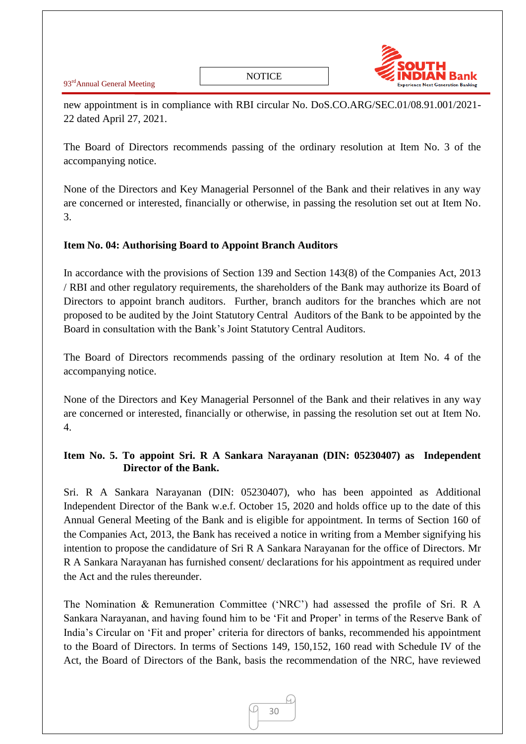new appointment is in compliance with RBI circular No. DoS.CO.ARG/SEC.01/08.91.001/2021-22 dated April 27, 2021.

The Board of Directors recommends passing of the ordinary resolution at Item No. 3 of the accompanying notice.

None of the Directors and Key Managerial Personnel of the Bank and their relatives in any way are concerned or interested, financially or otherwise, in passing the resolution set out at Item No. 3.

**Item No. 04: Authorising Board to Appoint Branch Auditors**

In accordance with the provisions of Section 139 and Section 143(8) of the Companies Act, 2013 / RBI and other regulatory requirements, the shareholders of the Bank may authorize its Board of Directors to appoint branch auditors. Further, branch auditors for the branches which are not proposed to be audited by the Joint Statutory Central Auditors of the Bank to be appointed by the Board in consultation with the Bank's Joint Statutory Central Auditors.

The Board of Directors recommends passing of the ordinary resolution at Item No. 4 of the accompanying notice.

None of the Directors and Key Managerial Personnel of the Bank and their relatives in any way are concerned or interested, financially or otherwise, in passing the resolution set out at Item No. 4.

**Item No. 5. To appoint Sri. R A Sankara Narayanan (DIN: 05230407) as Independent Director of the Bank.**

Sri. R A Sankara Narayanan (DIN: 05230407), who has been appointed as Additional Independent Director of the Bank w.e.f. October 15, 2020 and holds office up to the date of this Annual General Meeting of the Bank and is eligible for appointment. In terms of Section 160 of the Companies Act, 2013, the Bank has received a notice in writing from a Member signifying his intention to propose the candidature of Sri R A Sankara Narayanan for the office of Directors. Mr R A Sankara Narayanan has furnished consent/ declarations for his appointment as required under the Act and the rules thereunder.

The Nomination & Remuneration Committee ('NRC') had assessed the profile of Sri. R A Sankara Narayanan, and having found him to be 'Fit and Proper' in terms of the Reserve Bank of India's Circular on 'Fit and proper' criteria for directors of banks, recommended his appointment to the Board of Directors. In terms of Sections 149, 150,152, 160 read with Schedule IV of the Act, the Board of Directors of the Bank, basis the recommendation of the NRC, have reviewed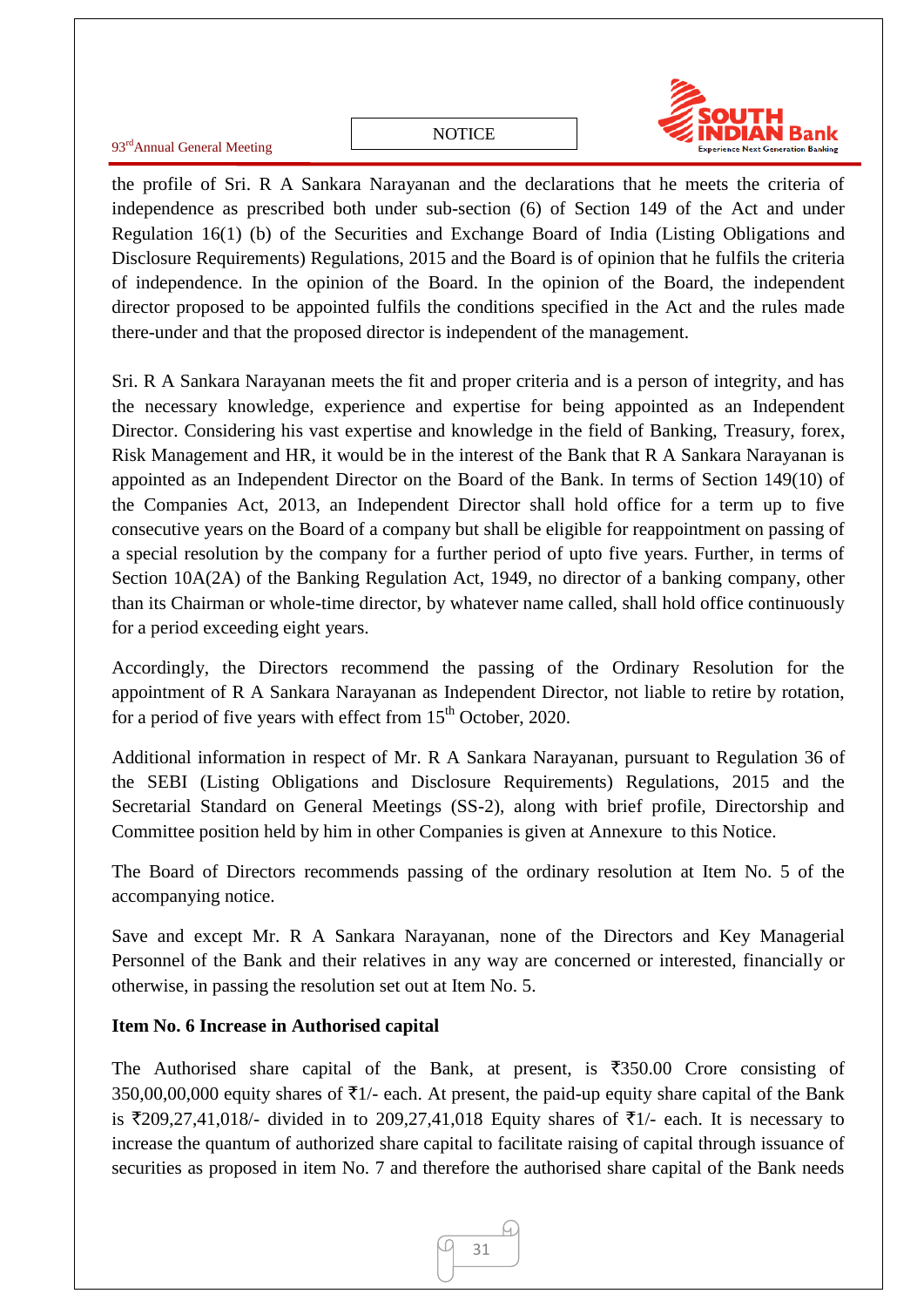the profile of Sri. R A Sankara Narayanan and the declarations that he meets the criteria of independence as prescribed both under sub-section (6) of Section 149 of the Act and under Regulation 16(1) (b) of the Securities and Exchange Board of India (Listing Obligations and Disclosure Requirements) Regulations, 2015 and the Board is of opinion that he fulfils the criteria of independence. In the opinion of the Board. In the opinion of the Board, the independent director proposed to be appointed fulfils the conditions specified in the Act and the rules made there-under and that the proposed director is independent of the management.

Sri. R A Sankara Narayanan meets the fit and proper criteria and is a person of integrity, and has the necessary knowledge, experience and expertise for being appointed as an Independent Director. Considering his vast expertise and knowledge in the field of Banking, Treasury, forex, Risk Management and HR, it would be in the interest of the Bank that R A Sankara Narayanan is appointed as an Independent Director on the Board of the Bank. In terms of Section 149(10) of the Companies Act, 2013, an Independent Director shall hold office for a term up to five consecutive years on the Board of a company but shall be eligible for reappointment on passing of a special resolution by the company for a further period of upto five years. Further, in terms of Section 10A(2A) of the Banking Regulation Act, 1949, no director of a banking company, other than its Chairman or whole-time director, by whatever name called, shall hold office continuously for a period exceeding eight years.

Accordingly, the Directors recommend the passing of the Ordinary Resolution for the appointment of R A Sankara Narayanan as Independent Director, not liable to retire by rotation, for a period of five years with effect from 15th October, 2020.

Additional information in respect of Mr. R A Sankara Narayanan, pursuant to Regulation 36 of the SEBI (Listing Obligations and Disclosure Requirements) Regulations, 2015 and the Secretarial Standard on General Meetings (SS-2), along with brief profile, Directorship and Committee position held by him in other Companies is given at Annexure to this Notice.

The Board of Directors recommends passing of the ordinary resolution at Item No. 5 of the accompanying notice.

Save and except Mr. R A Sankara Narayanan, none of the Directors and Key Managerial Personnel of the Bank and their relatives in any way are concerned or interested, financially or otherwise, in passing the resolution set out at Item No. 5.

**Item No. 6 Increase in Authorised capital**

The Authorised share capital of the Bank, at present, is ₹350.00 Crore consisting of 350,00,00,000 equity shares of ₹1/- each. At present, the paid-up equity share capital of the Bank is ₹209,27,41,018/- divided in to 209,27,41,018 Equity shares of ₹1/- each. It is necessary to increase the quantum of authorized share capital to facilitate raising of capital through issuance of securities as proposed in item No. 7 and therefore the authorised share capital of the Bank needs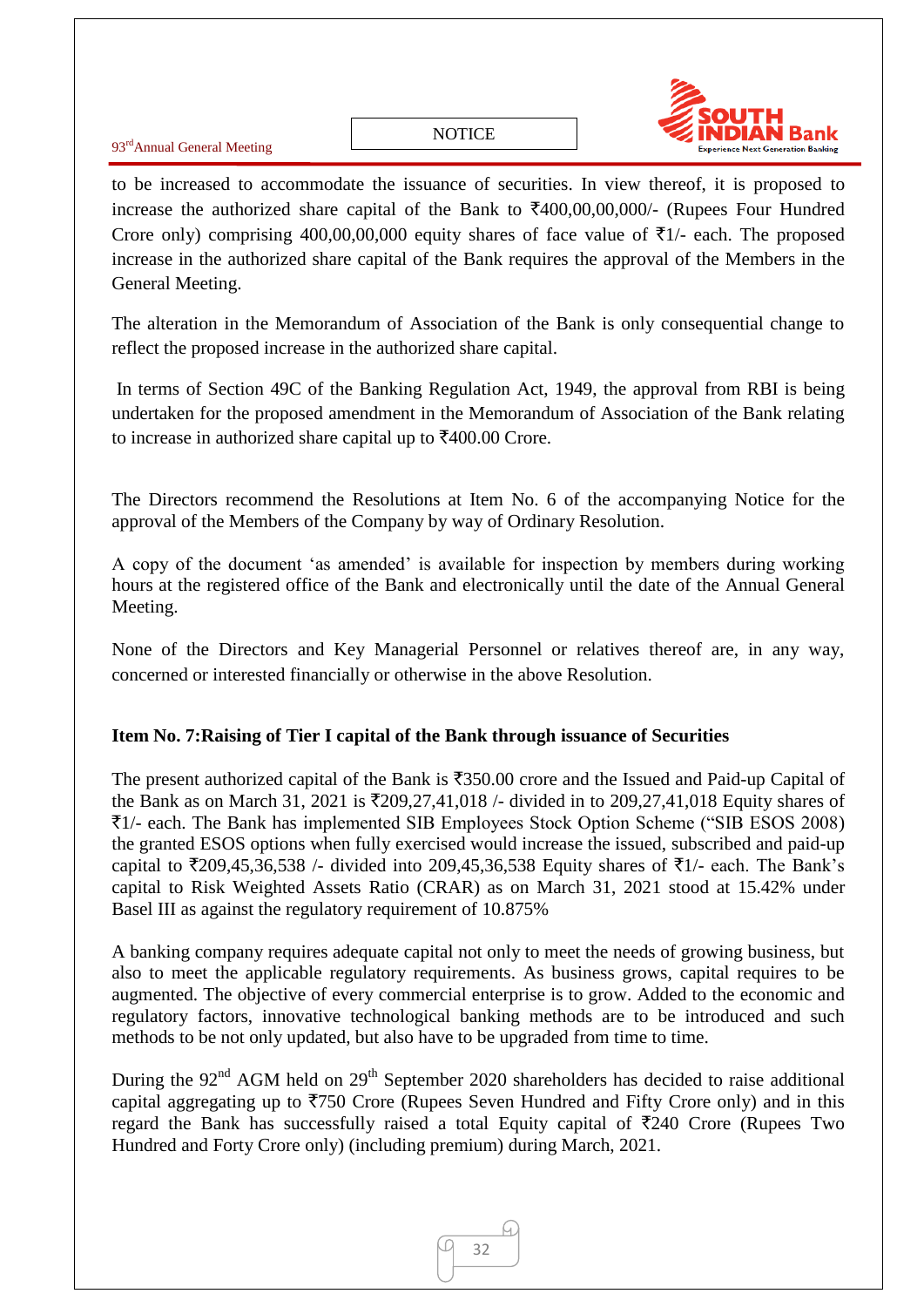to be increased to accommodate the issuance of securities. In view thereof, it is proposed to increase the authorized share capital of the Bank to ₹400,00,00,000/- (Rupees Four Hundred Crore only) comprising 400,00,00,000 equity shares of face value of ₹1/- each. The proposed increase in the authorized share capital of the Bank requires the approval of the Members in the General Meeting.

The alteration in the Memorandum of Association of the Bank is only consequential change to reflect the proposed increase in the authorized share capital.

In terms of Section 49C of the Banking Regulation Act, 1949, the approval from RBI is being undertaken for the proposed amendment in the Memorandum of Association of the Bank relating to increase in authorized share capital up to ₹400.00 Crore.

The Directors recommend the Resolutions at Item No. 6 of the accompanying Notice for the approval of the Members of the Company by way of Ordinary Resolution.

A copy of the document 'as amended' is available for inspection by members during working hours at the registered office of the Bank and electronically until the date of the Annual General Meeting.

None of the Directors and Key Managerial Personnel or relatives thereof are, in any way, concerned or interested financially or otherwise in the above Resolution.

**Item No. 7:Raising of Tier I capital of the Bank through issuance of Securities**

The present authorized capital of the Bank is ₹350.00 crore and the Issued and Paid-up Capital of the Bank as on March 31, 2021 is ₹209,27,41,018 /- divided in to 209,27,41,018 Equity shares of ₹1/- each. The Bank has implemented SIB Employees Stock Option Scheme ("SIB ESOS 2008) the granted ESOS options when fully exercised would increase the issued, subscribed and paid-up capital to ₹209,45,36,538 /- divided into 209,45,36,538 Equity shares of ₹1/- each. The Bank's capital to Risk Weighted Assets Ratio (CRAR) as on March 31, 2021 stood at 15.42% under Basel III as against the regulatory requirement of 10.875%

A banking company requires adequate capital not only to meet the needs of growing business, but also to meet the applicable regulatory requirements. As business grows, capital requires to be augmented. The objective of every commercial enterprise is to grow. Added to the economic and regulatory factors, innovative technological banking methods are to be introduced and such methods to be not only updated, but also have to be upgraded from time to time.

During the 92nd AGM held on 29th September 2020 shareholders has decided to raise additional capital aggregating up to ₹750 Crore (Rupees Seven Hundred and Fifty Crore only) and in this regard the Bank has successfully raised a total Equity capital of ₹240 Crore (Rupees Two Hundred and Forty Crore only) (including premium) during March, 2021.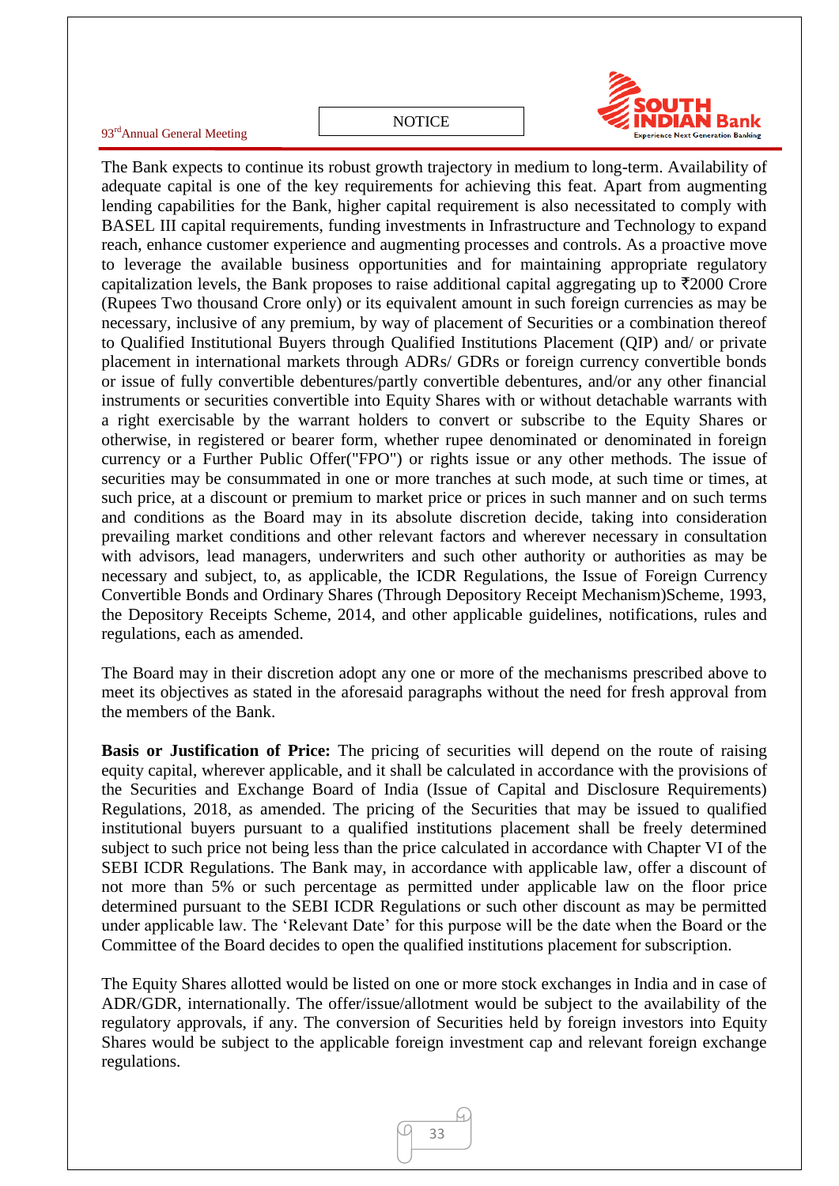The Bank expects to continue its robust growth trajectory in medium to long-term. Availability of adequate capital is one of the key requirements for achieving this feat. Apart from augmenting lending capabilities for the Bank, higher capital requirement is also necessitated to comply with BASEL III capital requirements, funding investments in Infrastructure and Technology to expand reach, enhance customer experience and augmenting processes and controls. As a proactive move to leverage the available business opportunities and for maintaining appropriate regulatory capitalization levels, the Bank proposes to raise additional capital aggregating up to ₹2000 Crore (Rupees Two thousand Crore only) or its equivalent amount in such foreign currencies as may be necessary, inclusive of any premium, by way of placement of Securities or a combination thereof to Qualified Institutional Buyers through Qualified Institutions Placement (QIP) and/ or private placement in international markets through ADRs/ GDRs or foreign currency convertible bonds or issue of fully convertible debentures/partly convertible debentures, and/or any other financial instruments or securities convertible into Equity Shares with or without detachable warrants with a right exercisable by the warrant holders to convert or subscribe to the Equity Shares or otherwise, in registered or bearer form, whether rupee denominated or denominated in foreign currency or a Further Public Offer("FPO") or rights issue or any other methods. The issue of securities may be consummated in one or more tranches at such mode, at such time or times, at such price, at a discount or premium to market price or prices in such manner and on such terms and conditions as the Board may in its absolute discretion decide, taking into consideration prevailing market conditions and other relevant factors and wherever necessary in consultation with advisors, lead managers, underwriters and such other authority or authorities as may be necessary and subject, to, as applicable, the ICDR Regulations, the Issue of Foreign Currency Convertible Bonds and Ordinary Shares (Through Depository Receipt Mechanism)Scheme, 1993, the Depository Receipts Scheme, 2014, and other applicable guidelines, notifications, rules and regulations, each as amended.

The Board may in their discretion adopt any one or more of the mechanisms prescribed above to meet its objectives as stated in the aforesaid paragraphs without the need for fresh approval from the members of the Bank.

**Basis or Justification of Price:** The pricing of securities will depend on the route of raising equity capital, wherever applicable, and it shall be calculated in accordance with the provisions of the Securities and Exchange Board of India (Issue of Capital and Disclosure Requirements) Regulations, 2018, as amended. The pricing of the Securities that may be issued to qualified institutional buyers pursuant to a qualified institutions placement shall be freely determined subject to such price not being less than the price calculated in accordance with Chapter VI of the SEBI ICDR Regulations. The Bank may, in accordance with applicable law, offer a discount of not more than 5% or such percentage as permitted under applicable law on the floor price determined pursuant to the SEBI ICDR Regulations or such other discount as may be permitted under applicable law. The 'Relevant Date' for this purpose will be the date when the Board or the Committee of the Board decides to open the qualified institutions placement for subscription.

The Equity Shares allotted would be listed on one or more stock exchanges in India and in case of ADR/GDR, internationally. The offer/issue/allotment would be subject to the availability of the regulatory approvals, if any. The conversion of Securities held by foreign investors into Equity Shares would be subject to the applicable foreign investment cap and relevant foreign exchange regulations.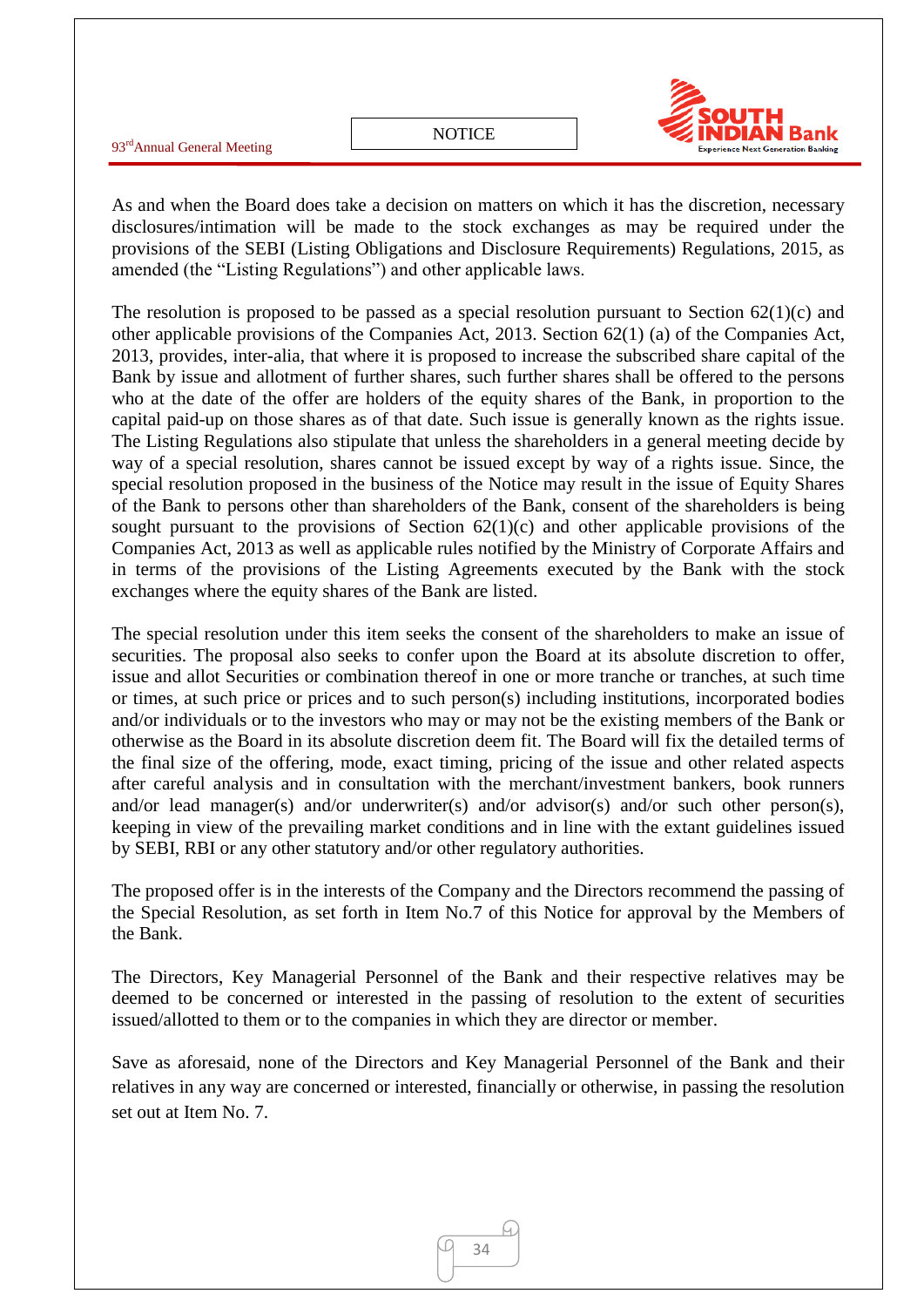As and when the Board does take a decision on matters on which it has the discretion, necessary disclosures/intimation will be made to the stock exchanges as may be required under the provisions of the SEBI (Listing Obligations and Disclosure Requirements) Regulations, 2015, as amended (the "Listing Regulations") and other applicable laws.

The resolution is proposed to be passed as a special resolution pursuant to Section 62(1)(c) and other applicable provisions of the Companies Act, 2013. Section 62(1) (a) of the Companies Act, 2013, provides, inter-alia, that where it is proposed to increase the subscribed share capital of the Bank by issue and allotment of further shares, such further shares shall be offered to the persons who at the date of the offer are holders of the equity shares of the Bank, in proportion to the capital paid-up on those shares as of that date. Such issue is generally known as the rights issue. The Listing Regulations also stipulate that unless the shareholders in a general meeting decide by way of a special resolution, shares cannot be issued except by way of a rights issue. Since, the special resolution proposed in the business of the Notice may result in the issue of Equity Shares of the Bank to persons other than shareholders of the Bank, consent of the shareholders is being sought pursuant to the provisions of Section 62(1)(c) and other applicable provisions of the Companies Act, 2013 as well as applicable rules notified by the Ministry of Corporate Affairs and in terms of the provisions of the Listing Agreements executed by the Bank with the stock exchanges where the equity shares of the Bank are listed.

The special resolution under this item seeks the consent of the shareholders to make an issue of securities. The proposal also seeks to confer upon the Board at its absolute discretion to offer, issue and allot Securities or combination thereof in one or more tranche or tranches, at such time or times, at such price or prices and to such person(s) including institutions, incorporated bodies and/or individuals or to the investors who may or may not be the existing members of the Bank or otherwise as the Board in its absolute discretion deem fit. The Board will fix the detailed terms of the final size of the offering, mode, exact timing, pricing of the issue and other related aspects after careful analysis and in consultation with the merchant/investment bankers, book runners and/or lead manager(s) and/or underwriter(s) and/or advisor(s) and/or such other person(s), keeping in view of the prevailing market conditions and in line with the extant guidelines issued by SEBI, RBI or any other statutory and/or other regulatory authorities.

The proposed offer is in the interests of the Company and the Directors recommend the passing of the Special Resolution, as set forth in Item No.7 of this Notice for approval by the Members of the Bank.

The Directors, Key Managerial Personnel of the Bank and their respective relatives may be deemed to be concerned or interested in the passing of resolution to the extent of securities issued/allotted to them or to the companies in which they are director or member.

Save as aforesaid, none of the Directors and Key Managerial Personnel of the Bank and their relatives in any way are concerned or interested, financially or otherwise, in passing the resolution set out at Item No. 7.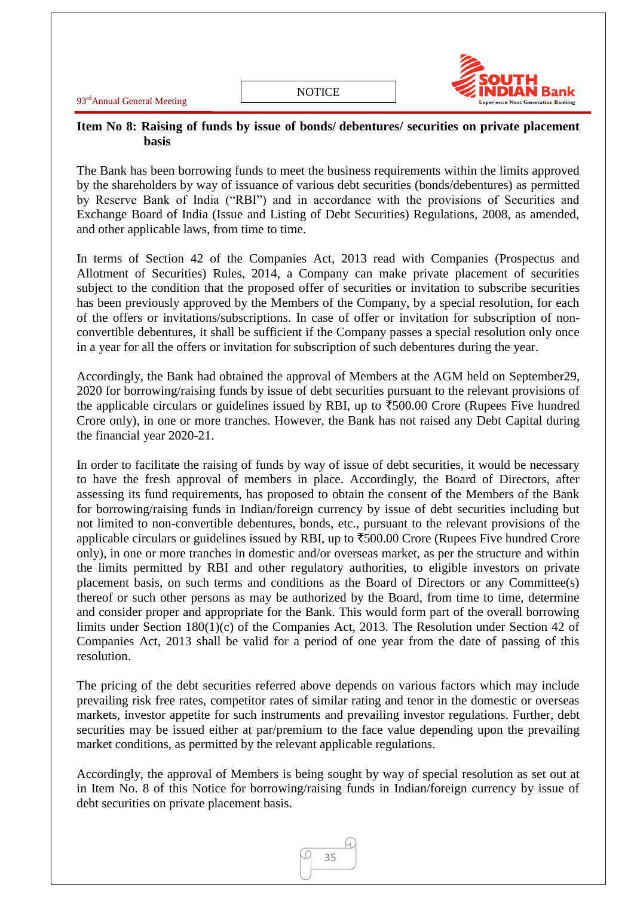## Item No 8: Raising of funds by issue of bonds/ debentures/ securities on private placement basis

The Bank has been borrowing funds to meet the business requirements within the limits approved by the shareholders by way of issuance of various debt securities (bonds/debentures) as permitted by Reserve Bank of India ("RBI") and in accordance with the provisions of Securities and Exchange Board of India (Issue and Listing of Debt Securities) Regulations, 2008, as amended, and other applicable laws, from time to time.

In terms of Section 42 of the Companies Act, 2013 read with Companies (Prospectus and Allotment of Securities) Rules, 2014, a Company can make private placement of securities subject to the condition that the proposed offer of securities or invitation to subscribe securities has been previously approved by the Members of the Company, by a special resolution, for each of the offers or invitations/subscriptions. In case of offer or invitation for subscription of non-convertible debentures, it shall be sufficient if the Company passes a special resolution only once in a year for all the offers or invitation for subscription of such debentures during the year.

Accordingly, the Bank had obtained the approval of Members at the AGM held on September29, 2020 for borrowing/raising funds by issue of debt securities pursuant to the relevant provisions of the applicable circulars or guidelines issued by RBI, up to ₹500.00 Crore (Rupees Five hundred Crore only), in one or more tranches. However, the Bank has not raised any Debt Capital during the financial year 2020-21.

In order to facilitate the raising of funds by way of issue of debt securities, it would be necessary to have the fresh approval of members in place. Accordingly, the Board of Directors, after assessing its fund requirements, has proposed to obtain the consent of the Members of the Bank for borrowing/raising funds in Indian/foreign currency by issue of debt securities including but not limited to non-convertible debentures, bonds, etc., pursuant to the relevant provisions of the applicable circulars or guidelines issued by RBI, up to ₹500.00 Crore (Rupees Five hundred Crore only), in one or more tranches in domestic and/or overseas market, as per the structure and within the limits permitted by RBI and other regulatory authorities, to eligible investors on private placement basis, on such terms and conditions as the Board of Directors or any Committee(s) thereof or such other persons as may be authorized by the Board, from time to time, determine and consider proper and appropriate for the Bank. This would form part of the overall borrowing limits under Section 180(1)(c) of the Companies Act, 2013. The Resolution under Section 42 of Companies Act, 2013 shall be valid for a period of one year from the date of passing of this resolution.

The pricing of the debt securities referred above depends on various factors which may include prevailing risk free rates, competitor rates of similar rating and tenor in the domestic or overseas markets, investor appetite for such instruments and prevailing investor regulations. Further, debt securities may be issued either at par/premium to the face value depending upon the prevailing market conditions, as permitted by the relevant applicable regulations.

Accordingly, the approval of Members is being sought by way of special resolution as set out at in Item No. 8 of this Notice for borrowing/raising funds in Indian/foreign currency by issue of debt securities on private placement basis.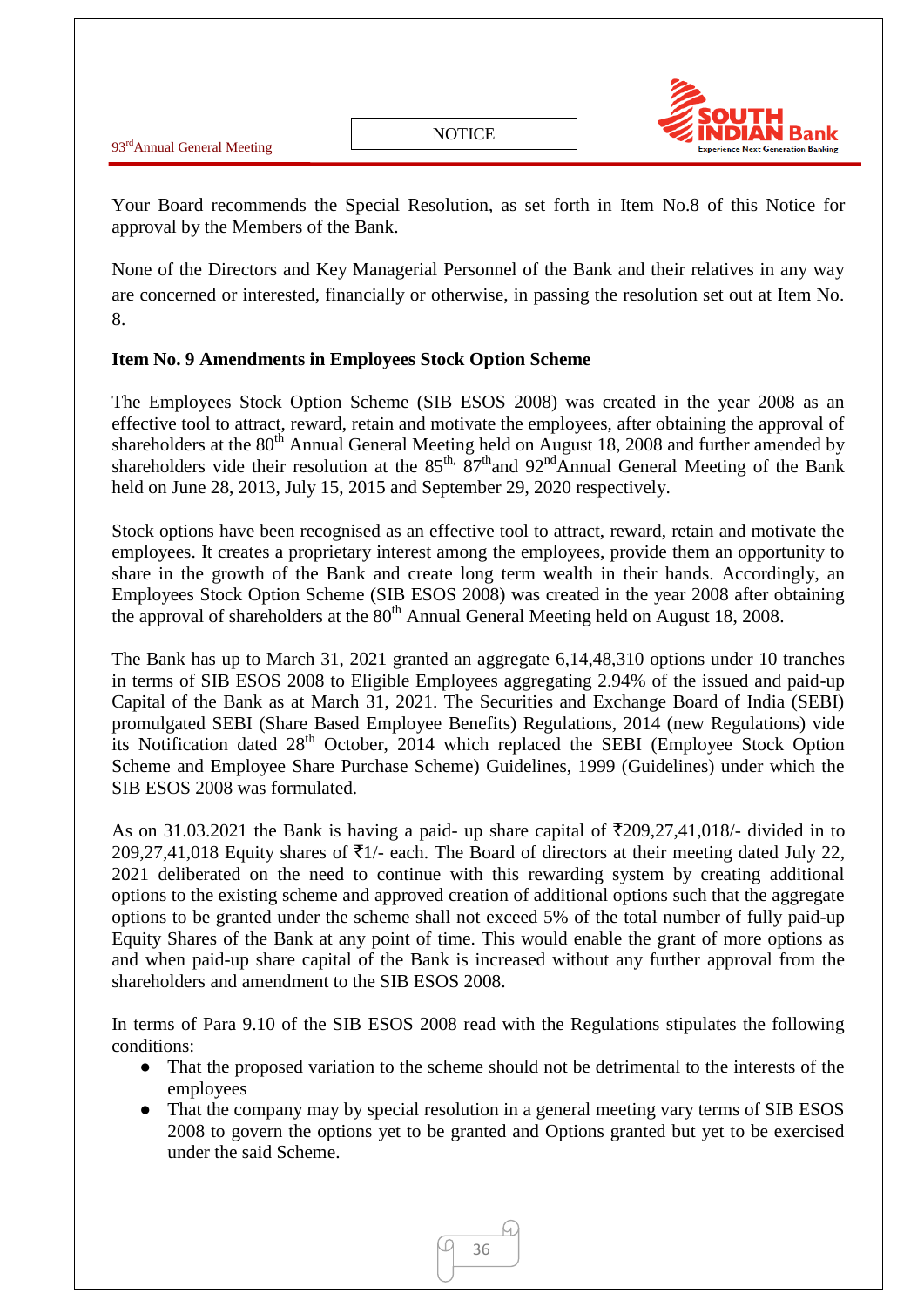Your Board recommends the Special Resolution, as set forth in Item No.8 of this Notice for approval by the Members of the Bank.

None of the Directors and Key Managerial Personnel of the Bank and their relatives in any way are concerned or interested, financially or otherwise, in passing the resolution set out at Item No. 8.

**Item No. 9 Amendments in Employees Stock Option Scheme**

The Employees Stock Option Scheme (SIB ESOS 2008) was created in the year 2008 as an effective tool to attract, reward, retain and motivate the employees, after obtaining the approval of shareholders at the 80th Annual General Meeting held on August 18, 2008 and further amended by shareholders vide their resolution at the 85th, 87th and 92nd Annual General Meeting of the Bank held on June 28, 2013, July 15, 2015 and September 29, 2020 respectively.

Stock options have been recognised as an effective tool to attract, reward, retain and motivate the employees. It creates a proprietary interest among the employees, provide them an opportunity to share in the growth of the Bank and create long term wealth in their hands. Accordingly, an Employees Stock Option Scheme (SIB ESOS 2008) was created in the year 2008 after obtaining the approval of shareholders at the 80th Annual General Meeting held on August 18, 2008.

The Bank has up to March 31, 2021 granted an aggregate 6,14,48,310 options under 10 tranches in terms of SIB ESOS 2008 to Eligible Employees aggregating 2.94% of the issued and paid-up Capital of the Bank as at March 31, 2021. The Securities and Exchange Board of India (SEBI) promulgated SEBI (Share Based Employee Benefits) Regulations, 2014 (new Regulations) vide its Notification dated 28th October, 2014 which replaced the SEBI (Employee Stock Option Scheme and Employee Share Purchase Scheme) Guidelines, 1999 (Guidelines) under which the SIB ESOS 2008 was formulated.

As on 31.03.2021 the Bank is having a paid- up share capital of ₹209,27,41,018/- divided in to 209,27,41,018 Equity shares of ₹1/- each. The Board of directors at their meeting dated July 22, 2021 deliberated on the need to continue with this rewarding system by creating additional options to the existing scheme and approved creation of additional options such that the aggregate options to be granted under the scheme shall not exceed 5% of the total number of fully paid-up Equity Shares of the Bank at any point of time. This would enable the grant of more options as and when paid-up share capital of the Bank is increased without any further approval from the shareholders and amendment to the SIB ESOS 2008.

In terms of Para 9.10 of the SIB ESOS 2008 read with the Regulations stipulates the following conditions:

- That the proposed variation to the scheme should not be detrimental to the interests of the employees
- That the company may by special resolution in a general meeting vary terms of SIB ESOS 2008 to govern the options yet to be granted and Options granted but yet to be exercised under the said Scheme.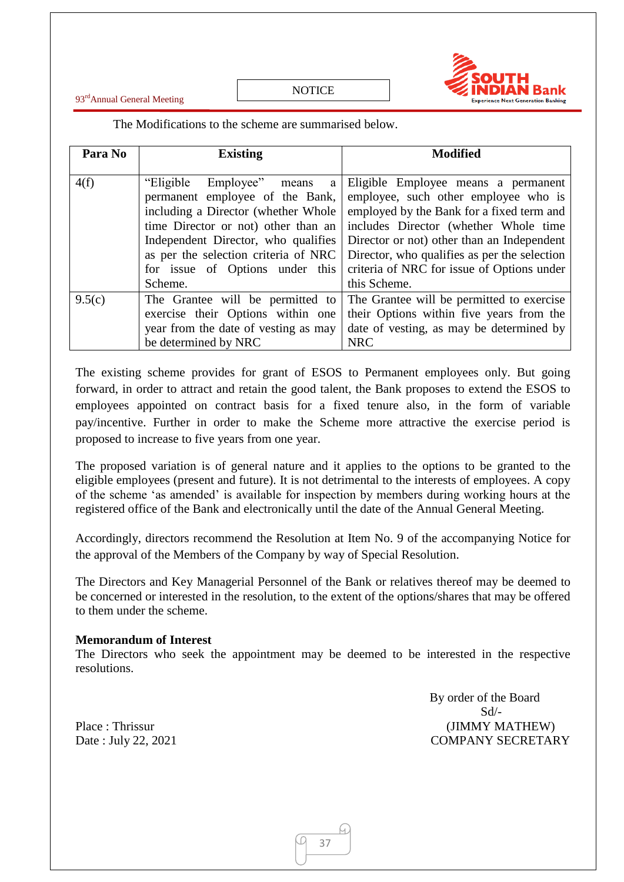The Modifications to the scheme are summarised below.

| Para No | Existing | Modified |
|---|---|---|
| 4(f) | "Eligible Employee" means a permanent employee of the Bank, including a Director (whether Whole time Director or not) other than an Independent Director, who qualifies as per the selection criteria of NRC for issue of Options under this Scheme. | Eligible Employee means a permanent employee, such other employee who is employed by the Bank for a fixed term and includes Director (whether Whole time Director or not) other than an Independent Director, who qualifies as per the selection criteria of NRC for issue of Options under this Scheme. |
| 9.5(c) | The Grantee will be permitted to exercise their Options within one year from the date of vesting as may be determined by NRC | The Grantee will be permitted to exercise their Options within five years from the date of vesting, as may be determined by NRC |

The existing scheme provides for grant of ESOS to Permanent employees only. But going forward, in order to attract and retain the good talent, the Bank proposes to extend the ESOS to employees appointed on contract basis for a fixed tenure also, in the form of variable pay/incentive. Further in order to make the Scheme more attractive the exercise period is proposed to increase to five years from one year.

The proposed variation is of general nature and it applies to the options to be granted to the eligible employees (present and future). It is not detrimental to the interests of employees. A copy of the scheme 'as amended' is available for inspection by members during working hours at the registered office of the Bank and electronically until the date of the Annual General Meeting.

Accordingly, directors recommend the Resolution at Item No. 9 of the accompanying Notice for the approval of the Members of the Company by way of Special Resolution.

The Directors and Key Managerial Personnel of the Bank or relatives thereof may be deemed to be concerned or interested in the resolution, to the extent of the options/shares that may be offered to them under the scheme.

**Memorandum of Interest**

The Directors who seek the appointment may be deemed to be interested in the respective resolutions.

By order of the Board
Sd/-
(JIMMY MATHEW)
COMPANY SECRETARY

Place : Thrissur
Date : July 22, 2021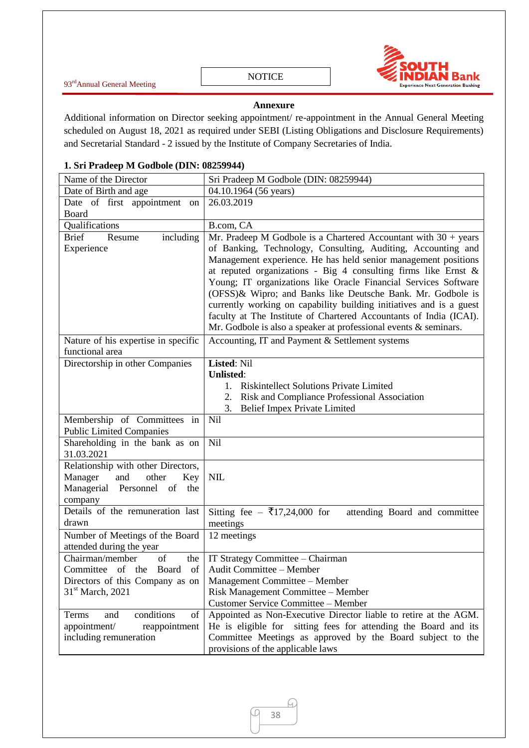## Annexure

Additional information on Director seeking appointment/ re-appointment in the Annual General Meeting scheduled on August 18, 2021 as required under SEBI (Listing Obligations and Disclosure Requirements) and Secretarial Standard - 2 issued by the Institute of Company Secretaries of India.

### 1. Sri Pradeep M Godbole (DIN: 08259944)

| Name of the Director | Sri Pradeep M Godbole (DIN: 08259944) |
|---|---|
| Date of Birth and age | 04.10.1964 (56 years) |
| Date of first appointment on Board | 26.03.2019 |
| Qualifications | B.com, CA |
| Brief Resume including Experience | Mr. Pradeep M Godbole is a Chartered Accountant with 30 + years of Banking, Technology, Consulting, Auditing, Accounting and Management experience. He has held senior management positions at reputed organizations - Big 4 consulting firms like Ernst & Young; IT organizations like Oracle Financial Services Software (OFSS)& Wipro; and Banks like Deutsche Bank. Mr. Godbole is currently working on capability building initiatives and is a guest faculty at The Institute of Chartered Accountants of India (ICAI). Mr. Godbole is also a speaker at professional events & seminars. |
| Nature of his expertise in specific functional area | Accounting, IT and Payment & Settlement systems |
| Directorship in other Companies | **Listed**: Nil<br>**Unlisted**:<br>1. Riskintellect Solutions Private Limited<br>2. Risk and Compliance Professional Association<br>3. Belief Impex Private Limited |
| Membership of Committees in Public Limited Companies | Nil |
| Shareholding in the bank as on 31.03.2021 | Nil |
| Relationship with other Directors, Manager and other Key Managerial Personnel of the company | NIL |
| Details of the remuneration last drawn | Sitting fee – ₹17,24,000 for attending Board and committee meetings |
| Number of Meetings of the Board attended during the year | 12 meetings |
| Chairman/member of the Committee of the Board of Directors of this Company as on 31st March, 2021 | IT Strategy Committee – Chairman<br>Audit Committee – Member<br>Management Committee – Member<br>Risk Management Committee – Member<br>Customer Service Committee – Member |
| Terms and conditions of appointment/ reappointment including remuneration | Appointed as Non-Executive Director liable to retire at the AGM. He is eligible for sitting fees for attending the Board and its Committee Meetings as approved by the Board subject to the provisions of the applicable laws |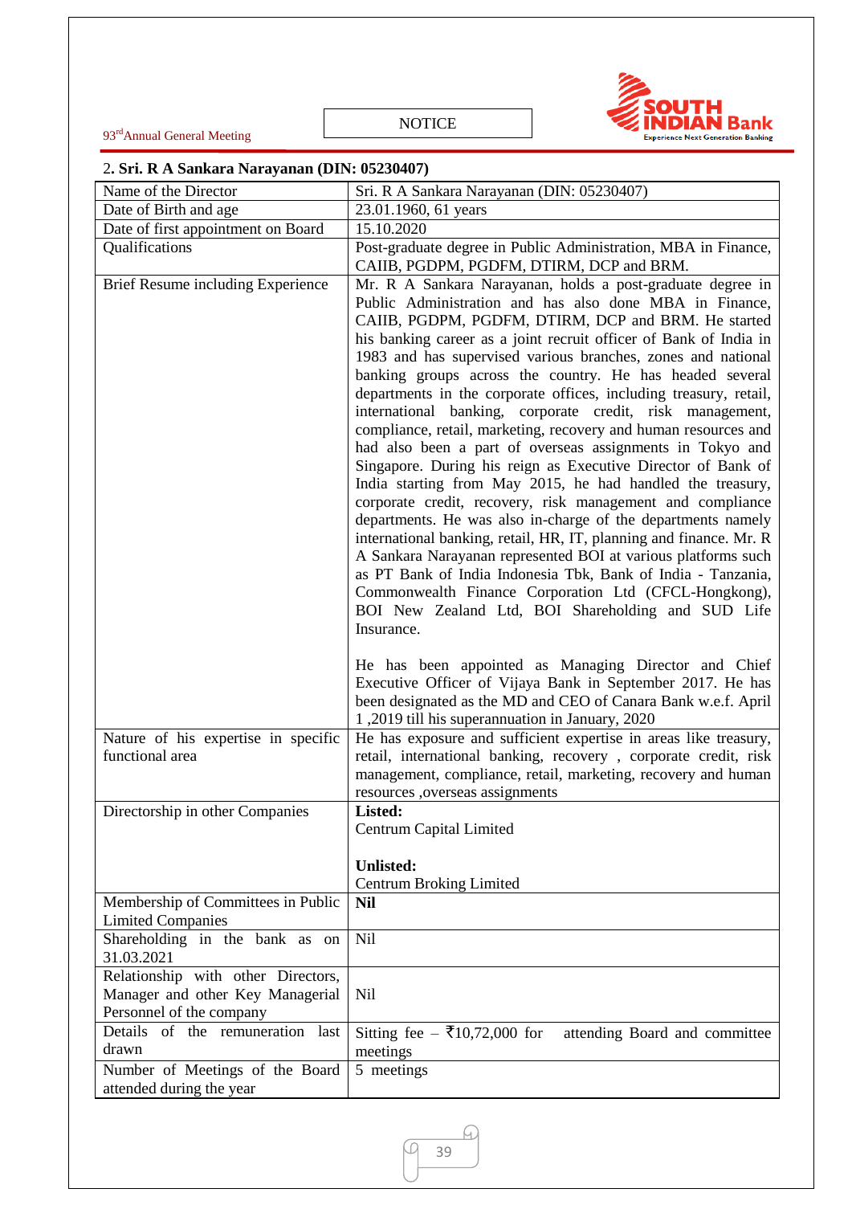## 2. Sri. R A Sankara Narayanan (DIN: 05230407)

| Name of the Director | Sri. R A Sankara Narayanan (DIN: 05230407) |
|---|---|
| Date of Birth and age | 23.01.1960, 61 years |
| Date of first appointment on Board | 15.10.2020 |
| Qualifications | Post-graduate degree in Public Administration, MBA in Finance, CAIIB, PGDPM, PGDFM, DTIRM, DCP and BRM. |
| Brief Resume including Experience | Mr. R A Sankara Narayanan, holds a post-graduate degree in Public Administration and has also done MBA in Finance, CAIIB, PGDPM, PGDFM, DTIRM, DCP and BRM. He started his banking career as a joint recruit officer of Bank of India in 1983 and has supervised various branches, zones and national banking groups across the country. He has headed several departments in the corporate offices, including treasury, retail, international banking, corporate credit, risk management, compliance, retail, marketing, recovery and human resources and had also been a part of overseas assignments in Tokyo and Singapore. During his reign as Executive Director of Bank of India starting from May 2015, he had handled the treasury, corporate credit, recovery, risk management and compliance departments. He was also in-charge of the departments namely international banking, retail, HR, IT, planning and finance. Mr. R A Sankara Narayanan represented BOI at various platforms such as PT Bank of India Indonesia Tbk, Bank of India - Tanzania, Commonwealth Finance Corporation Ltd (CFCL-Hongkong), BOI New Zealand Ltd, BOI Shareholding and SUD Life Insurance.<br><br>He has been appointed as Managing Director and Chief Executive Officer of Vijaya Bank in September 2017. He has been designated as the MD and CEO of Canara Bank w.e.f. April 1 ,2019 till his superannuation in January, 2020 |
| Nature of his expertise in specific functional area | He has exposure and sufficient expertise in areas like treasury, retail, international banking, recovery , corporate credit, risk management, compliance, retail, marketing, recovery and human resources ,overseas assignments |
| Directorship in other Companies | **Listed:**<br>Centrum Capital Limited<br><br>**Unlisted:**<br>Centrum Broking Limited |
| Membership of Committees in Public Limited Companies | **Nil** |
| Shareholding in the bank as on 31.03.2021 | Nil |
| Relationship with other Directors, Manager and other Key Managerial Personnel of the company | Nil |
| Details of the remuneration last drawn | Sitting fee – ₹10,72,000 for attending Board and committee meetings |
| Number of Meetings of the Board attended during the year | 5 meetings |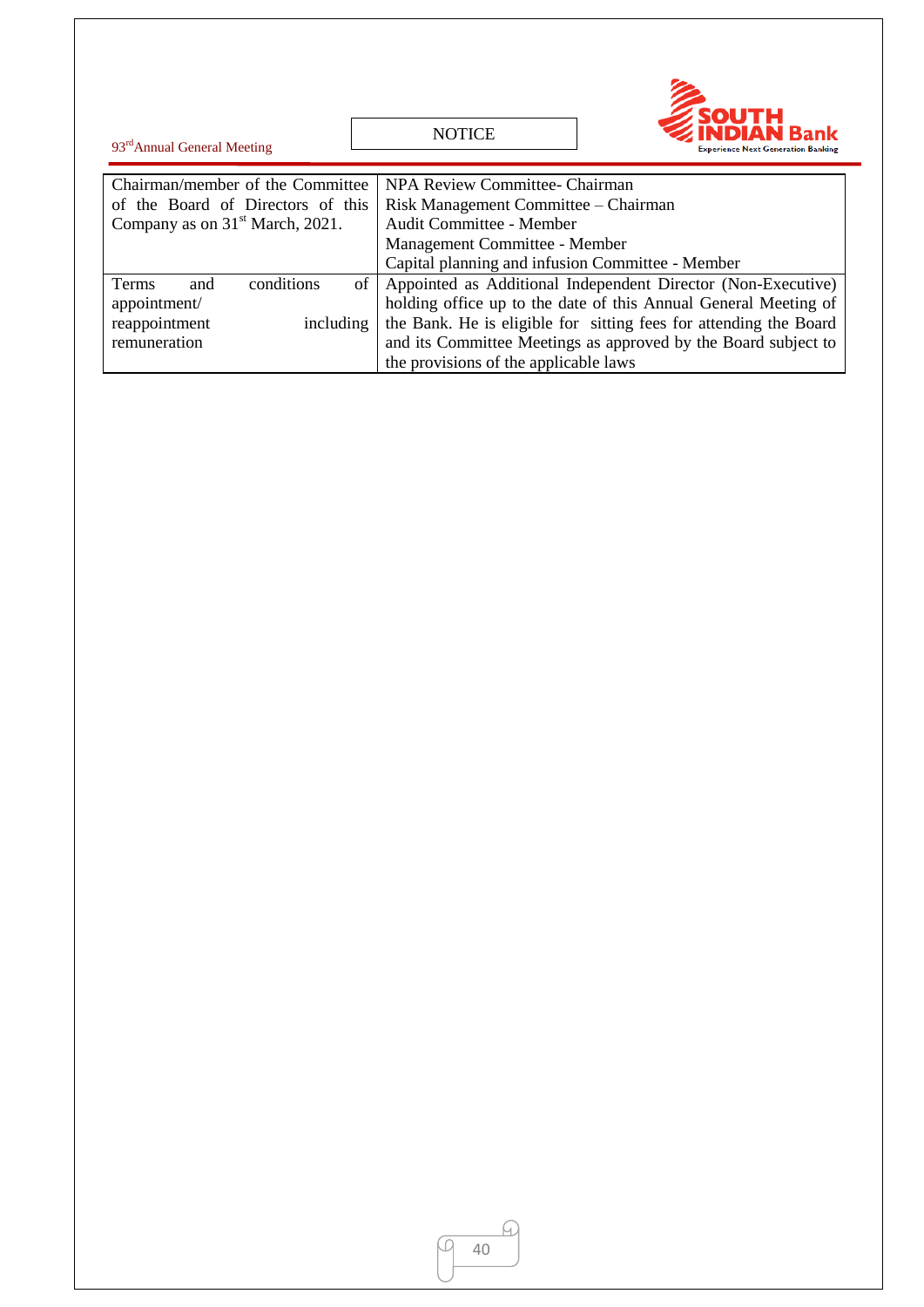| | |
|---|---|
| Chairman/member of the Committee of the Board of Directors of this Company as on 31st March, 2021. | NPA Review Committee- Chairman<br>Risk Management Committee – Chairman<br>Audit Committee - Member<br>Management Committee - Member<br>Capital planning and infusion Committee - Member |
| Terms and conditions of appointment/ reappointment including remuneration | Appointed as Additional Independent Director (Non-Executive) holding office up to the date of this Annual General Meeting of the Bank. He is eligible for sitting fees for attending the Board and its Committee Meetings as approved by the Board subject to the provisions of the applicable laws |